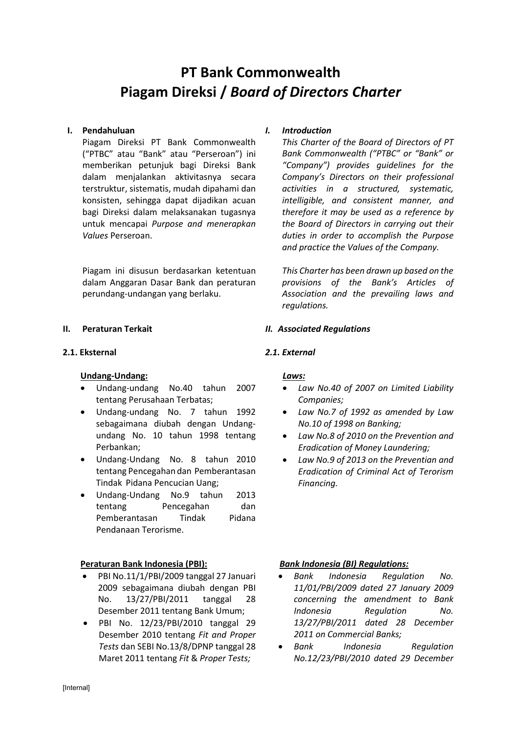# PT Bank Commonwealth
# Piagam Direksi / *Board of Directors Charter*

## I. Pendahuluan

Piagam Direksi PT Bank Commonwealth ("PTBC" atau "Bank" atau "Perseroan") ini memberikan petunjuk bagi Direksi Bank dalam menjalankan aktivitasnya secara terstruktur, sistematis, mudah dipahami dan konsisten, sehingga dapat dijadikan acuan bagi Direksi dalam melaksanakan tugasnya untuk mencapai *Purpose and menerapkan Values* Perseroan.

Piagam ini disusun berdasarkan ketentuan dalam Anggaran Dasar Bank dan peraturan perundang-undangan yang berlaku.

## *I. Introduction*

*This Charter of the Board of Directors of PT Bank Commonwealth ("PTBC" or "Bank" or "Company") provides guidelines for the Company's Directors on their professional activities in a structured, systematic, intelligible, and consistent manner, and therefore it may be used as a reference by the Board of Directors in carrying out their duties in order to accomplish the Purpose and practice the Values of the Company.*

*This Charter has been drawn up based on the provisions of the Bank's Articles of Association and the prevailing laws and regulations.*

## II. Peraturan Terkait

### 2.1. Eksternal

**Undang-Undang:**

- Undang-undang No.40 tahun 2007 tentang Perusahaan Terbatas;
- Undang-undang No. 7 tahun 1992 sebagaimana diubah dengan Undang-undang No. 10 tahun 1998 tentang Perbankan;
- Undang-Undang No. 8 tahun 2010 tentang Pencegahan dan Pemberantasan Tindak Pidana Pencucian Uang;
- Undang-Undang No.9 tahun 2013 tentang Pencegahan dan Pemberantasan Tindak Pidana Pendanaan Terorisme.

**Peraturan Bank Indonesia (PBI):**

- PBI No.11/1/PBI/2009 tanggal 27 Januari 2009 sebagaimana diubah dengan PBI No. 13/27/PBI/2011 tanggal 28 Desember 2011 tentang Bank Umum;
- PBI No. 12/23/PBI/2010 tanggal 29 Desember 2010 tentang *Fit and Proper Tests* dan SEBI No.13/8/DPNP tanggal 28 Maret 2011 tentang *Fit* & *Proper Tests;*

## *II. Associated Regulations*

### *2.1. External*

***Laws:***

- *Law No.40 of 2007 on Limited Liability Companies;*
- *Law No.7 of 1992 as amended by Law No.10 of 1998 on Banking;*
- *Law No.8 of 2010 on the Prevention and Eradication of Money Laundering;*
- *Law No.9 of 2013 on the Preventian and Eradication of Criminal Act of Terorism Financing.*

***Bank Indonesia (BI) Regulations:***

- *Bank Indonesia Regulation No. 11/01/PBI/2009 dated 27 January 2009 concerning the amendment to Bank Indonesia Regulation No. 13/27/PBI/2011 dated 28 December 2011 on Commercial Banks;*
- *Bank Indonesia Regulation No.12/23/PBI/2010 dated 29 December*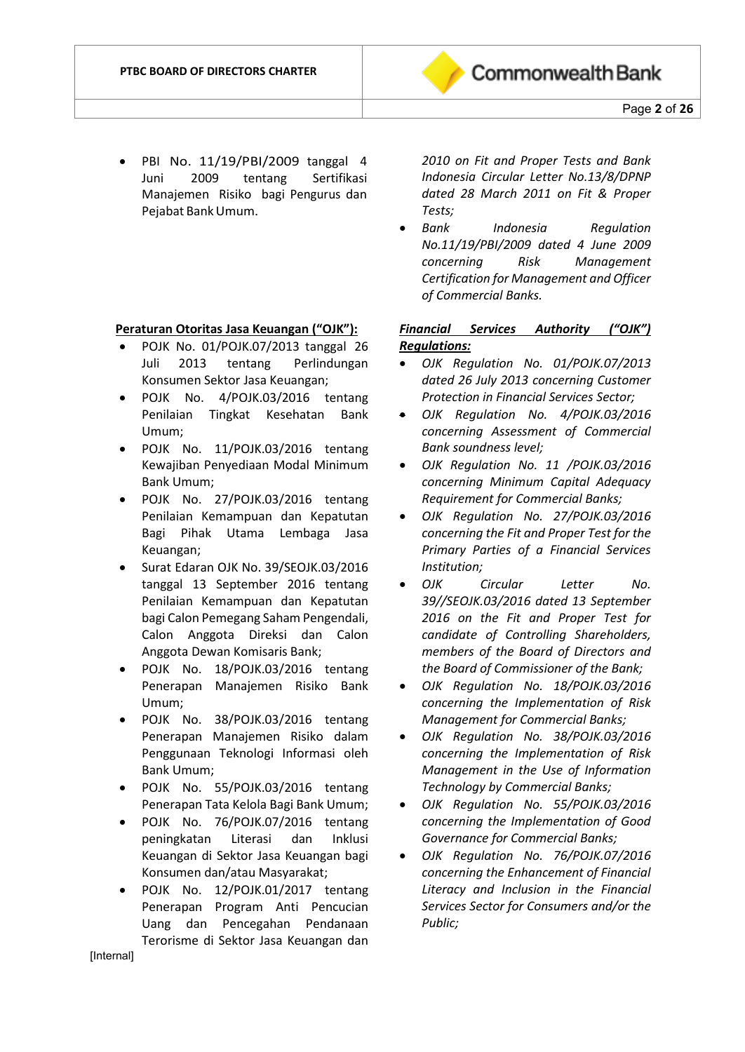- PBI No. 11/19/PBI/2009 tanggal 4 Juni 2009 tentang Sertifikasi Manajemen Risiko bagi Pengurus dan Pejabat Bank Umum.

*2010 on Fit and Proper Tests and Bank Indonesia Circular Letter No.13/8/DPNP dated 28 March 2011 on Fit & Proper Tests;*

- *Bank Indonesia Regulation No.11/19/PBI/2009 dated 4 June 2009 concerning Risk Management Certification for Management and Officer of Commercial Banks.*

**Peraturan Otoritas Jasa Keuangan ("OJK"):**

- POJK No. 01/POJK.07/2013 tanggal 26 Juli 2013 tentang Perlindungan Konsumen Sektor Jasa Keuangan;
- POJK No. 4/POJK.03/2016 tentang Penilaian Tingkat Kesehatan Bank Umum;
- POJK No. 11/POJK.03/2016 tentang Kewajiban Penyediaan Modal Minimum Bank Umum;
- POJK No. 27/POJK.03/2016 tentang Penilaian Kemampuan dan Kepatutan Bagi Pihak Utama Lembaga Jasa Keuangan;
- Surat Edaran OJK No. 39/SEOJK.03/2016 tanggal 13 September 2016 tentang Penilaian Kemampuan dan Kepatutan bagi Calon Pemegang Saham Pengendali, Calon Anggota Direksi dan Calon Anggota Dewan Komisaris Bank;
- POJK No. 18/POJK.03/2016 tentang Penerapan Manajemen Risiko Bank Umum;
- POJK No. 38/POJK.03/2016 tentang Penerapan Manajemen Risiko dalam Penggunaan Teknologi Informasi oleh Bank Umum;
- POJK No. 55/POJK.03/2016 tentang Penerapan Tata Kelola Bagi Bank Umum;
- POJK No. 76/POJK.07/2016 tentang peningkatan Literasi dan Inklusi Keuangan di Sektor Jasa Keuangan bagi Konsumen dan/atau Masyarakat;
- POJK No. 12/POJK.01/2017 tentang Penerapan Program Anti Pencucian Uang dan Pencegahan Pendanaan Terorisme di Sektor Jasa Keuangan dan

***Financial Services Authority ("OJK") Regulations:***

- *OJK Regulation No. 01/POJK.07/2013 dated 26 July 2013 concerning Customer Protection in Financial Services Sector;*
- *OJK Regulation No. 4/POJK.03/2016 concerning Assessment of Commercial Bank soundness level;*
- *OJK Regulation No. 11 /POJK.03/2016 concerning Minimum Capital Adequacy Requirement for Commercial Banks;*
- *OJK Regulation No. 27/POJK.03/2016 concerning the Fit and Proper Test for the Primary Parties of a Financial Services Institution;*
- *OJK Circular Letter No. 39//SEOJK.03/2016 dated 13 September 2016 on the Fit and Proper Test for candidate of Controlling Shareholders, members of the Board of Directors and the Board of Commissioner of the Bank;*
- *OJK Regulation No. 18/POJK.03/2016 concerning the Implementation of Risk Management for Commercial Banks;*
- *OJK Regulation No. 38/POJK.03/2016 concerning the Implementation of Risk Management in the Use of Information Technology by Commercial Banks;*
- *OJK Regulation No. 55/POJK.03/2016 concerning the Implementation of Good Governance for Commercial Banks;*
- *OJK Regulation No. 76/POJK.07/2016 concerning the Enhancement of Financial Literacy and Inclusion in the Financial Services Sector for Consumers and/or the Public;*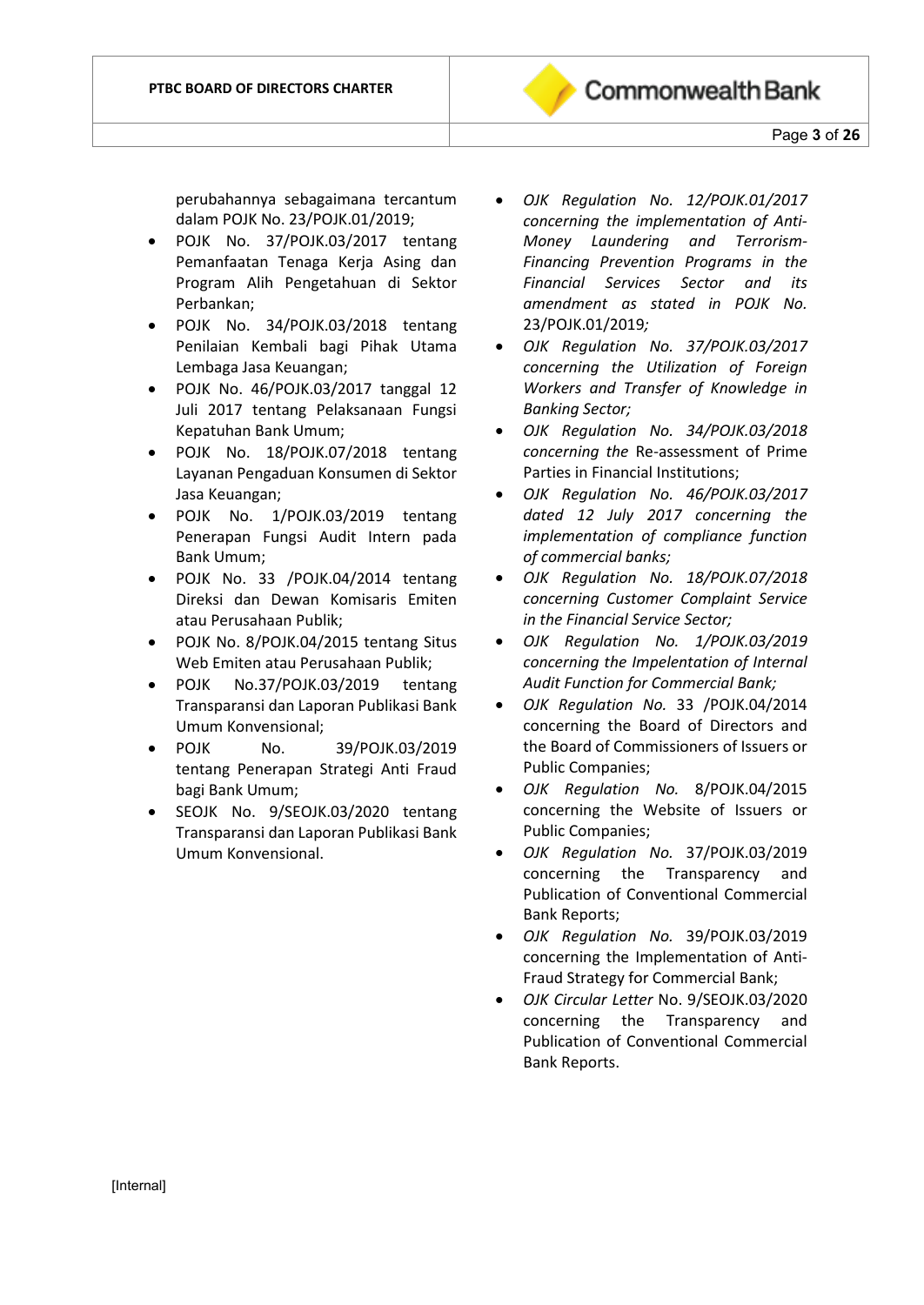perubahannya sebagaimana tercantum dalam POJK No. 23/POJK.01/2019;

- POJK No. 37/POJK.03/2017 tentang Pemanfaatan Tenaga Kerja Asing dan Program Alih Pengetahuan di Sektor Perbankan;
- POJK No. 34/POJK.03/2018 tentang Penilaian Kembali bagi Pihak Utama Lembaga Jasa Keuangan;
- POJK No. 46/POJK.03/2017 tanggal 12 Juli 2017 tentang Pelaksanaan Fungsi Kepatuhan Bank Umum;
- POJK No. 18/POJK.07/2018 tentang Layanan Pengaduan Konsumen di Sektor Jasa Keuangan;
- POJK No. 1/POJK.03/2019 tentang Penerapan Fungsi Audit Intern pada Bank Umum;
- POJK No. 33 /POJK.04/2014 tentang Direksi dan Dewan Komisaris Emiten atau Perusahaan Publik;
- POJK No. 8/POJK.04/2015 tentang Situs Web Emiten atau Perusahaan Publik;
- POJK No.37/POJK.03/2019 tentang Transparansi dan Laporan Publikasi Bank Umum Konvensional;
- POJK No. 39/POJK.03/2019 tentang Penerapan Strategi Anti Fraud bagi Bank Umum;
- SEOJK No. 9/SEOJK.03/2020 tentang Transparansi dan Laporan Publikasi Bank Umum Konvensional.

- *OJK Regulation No. 12/POJK.01/2017 concerning the implementation of Anti-Money Laundering and Terrorism-Financing Prevention Programs in the Financial Services Sector and its amendment as stated in POJK No.* 23/POJK.01/2019*;*
- *OJK Regulation No. 37/POJK.03/2017 concerning the Utilization of Foreign Workers and Transfer of Knowledge in Banking Sector;*
- *OJK Regulation No. 34/POJK.03/2018 concerning the* Re-assessment of Prime Parties in Financial Institutions;
- *OJK Regulation No. 46/POJK.03/2017 dated 12 July 2017 concerning the implementation of compliance function of commercial banks;*
- *OJK Regulation No. 18/POJK.07/2018 concerning Customer Complaint Service in the Financial Service Sector;*
- *OJK Regulation No. 1/POJK.03/2019 concerning the Impelentation of Internal Audit Function for Commercial Bank;*
- *OJK Regulation No.* 33 /POJK.04/2014 concerning the Board of Directors and the Board of Commissioners of Issuers or Public Companies;
- *OJK Regulation No.* 8/POJK.04/2015 concerning the Website of Issuers or Public Companies;
- *OJK Regulation No.* 37/POJK.03/2019 concerning the Transparency and Publication of Conventional Commercial Bank Reports;
- *OJK Regulation No.* 39/POJK.03/2019 concerning the Implementation of Anti-Fraud Strategy for Commercial Bank;
- *OJK Circular Letter* No. 9/SEOJK.03/2020 concerning the Transparency and Publication of Conventional Commercial Bank Reports.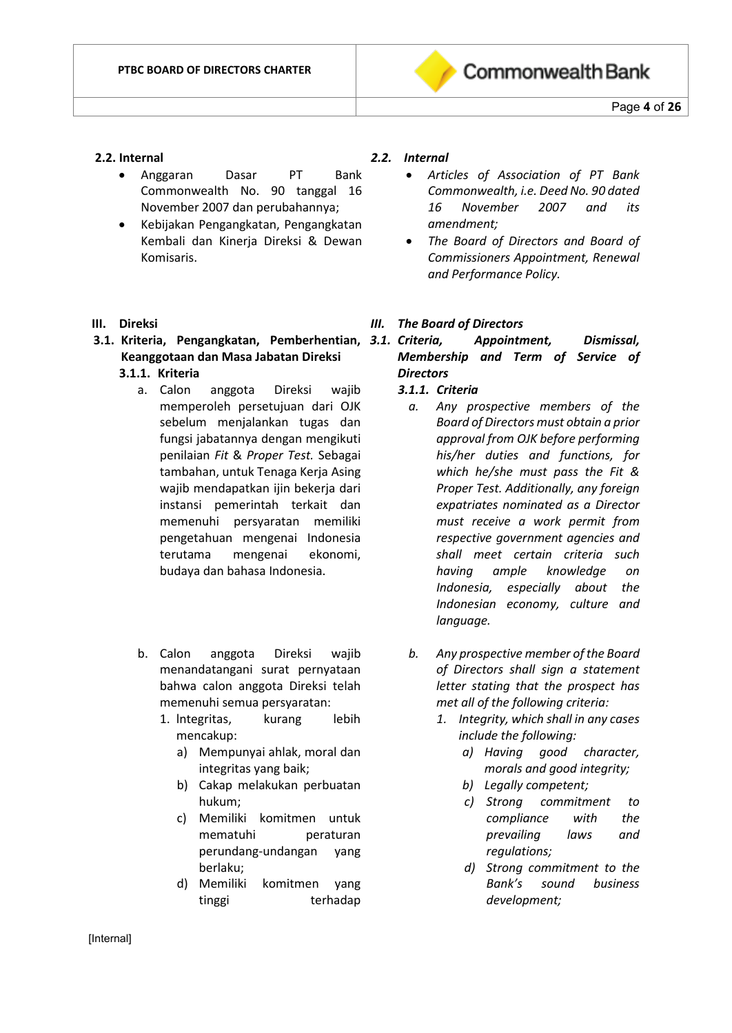### 2.2. Internal

- Anggaran Dasar PT Bank Commonwealth No. 90 tanggal 16 November 2007 dan perubahannya;
- Kebijakan Pengangkatan, Pengangkatan Kembali dan Kinerja Direksi & Dewan Komisaris.

### *2.2. Internal*

- *Articles of Association of PT Bank Commonwealth, i.e. Deed No. 90 dated 16 November 2007 and its amendment;*
- *The Board of Directors and Board of Commissioners Appointment, Renewal and Performance Policy.*

## III. Direksi

### 3.1. Kriteria, Pengangkatan, Pemberhentian, Keanggotaan dan Masa Jabatan Direksi

#### 3.1.1. Kriteria

a. Calon anggota Direksi wajib memperoleh persetujuan dari OJK sebelum menjalankan tugas dan fungsi jabatannya dengan mengikuti penilaian *Fit* & *Proper Test.* Sebagai tambahan, untuk Tenaga Kerja Asing wajib mendapatkan ijin bekerja dari instansi pemerintah terkait dan memenuhi persyaratan memiliki pengetahuan mengenai Indonesia terutama mengenai ekonomi, budaya dan bahasa Indonesia.

b. Calon anggota Direksi wajib menandatangani surat pernyataan bahwa calon anggota Direksi telah memenuhi semua persyaratan:
   1. Integritas, kurang lebih mencakup:
      a) Mempunyai ahlak, moral dan integritas yang baik;
      b) Cakap melakukan perbuatan hukum;
      c) Memiliki komitmen untuk mematuhi peraturan perundang-undangan yang berlaku;
      d) Memiliki komitmen yang tinggi terhadap

## *III. The Board of Directors*

### *3.1. Criteria, Appointment, Dismissal, Membership and Term of Service of Directors*

#### *3.1.1. Criteria*

*a. Any prospective members of the Board of Directors must obtain a prior approval from OJK before performing his/her duties and functions, for which he/she must pass the Fit & Proper Test. Additionally, any foreign expatriates nominated as a Director must receive a work permit from respective government agencies and shall meet certain criteria such having ample knowledge on Indonesia, especially about the Indonesian economy, culture and language.*

*b. Any prospective member of the Board of Directors shall sign a statement letter stating that the prospect has met all of the following criteria:*
   *1. Integrity, which shall in any cases include the following:*
      *a) Having good character, morals and good integrity;*
      *b) Legally competent;*
      *c) Strong commitment to the compliance with the prevailing laws and regulations;*
      *d) Strong commitment to the Bank's sound business development;*

[Internal]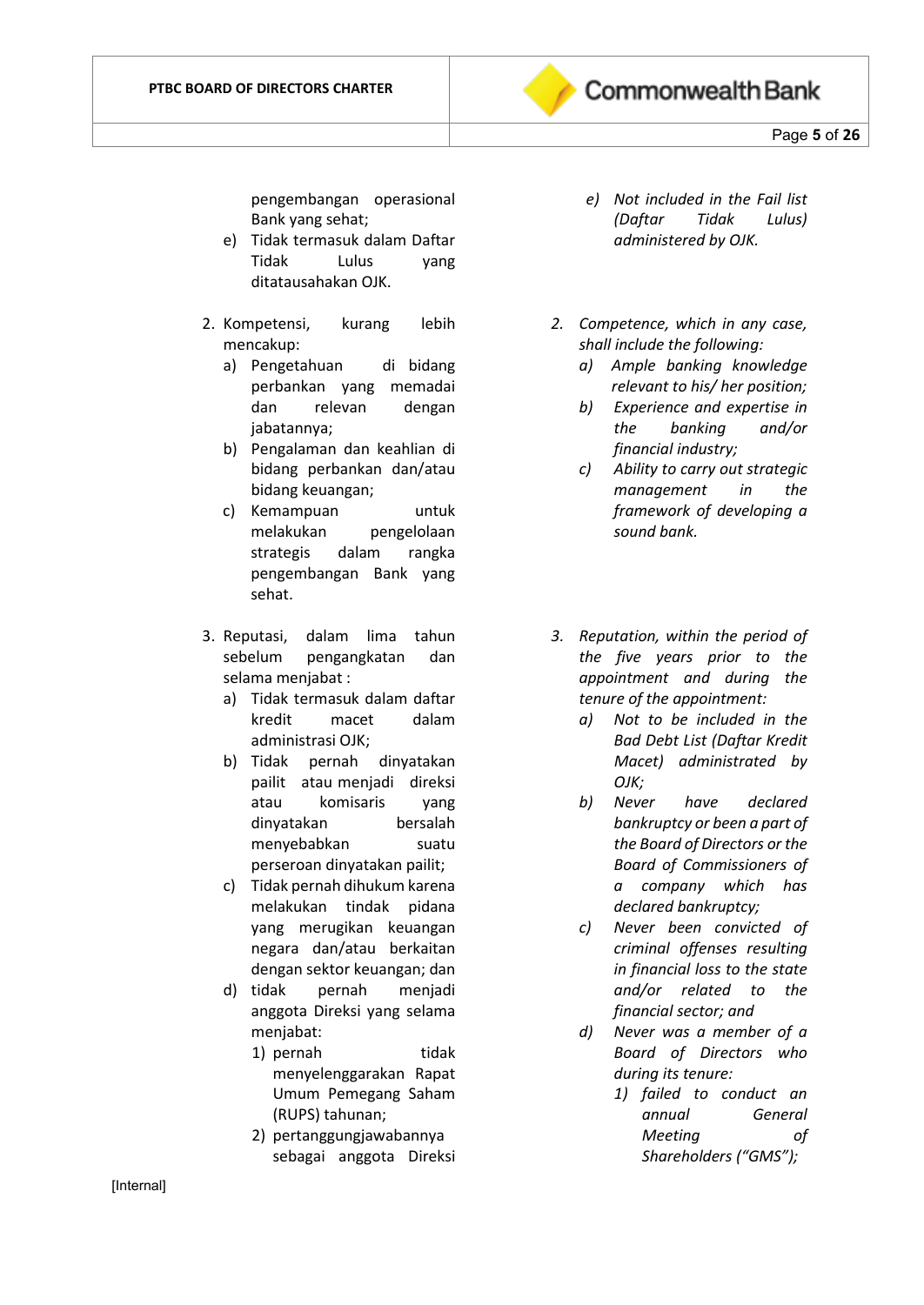pengembangan operasional Bank yang sehat;

e) Tidak termasuk dalam Daftar Tidak Lulus yang ditatausahakan OJK.

2. Kompetensi, kurang lebih mencakup:
   a) Pengetahuan di bidang perbankan yang memadai dan relevan dengan jabatannya;
   b) Pengalaman dan keahlian di bidang perbankan dan/atau bidang keuangan;
   c) Kemampuan untuk melakukan pengelolaan strategis dalam rangka pengembangan Bank yang sehat.

3. Reputasi, dalam lima tahun sebelum pengangkatan dan selama menjabat :
   a) Tidak termasuk dalam daftar kredit macet dalam administrasi OJK;
   b) Tidak pernah dinyatakan pailit atau menjadi direksi atau komisaris yang dinyatakan bersalah menyebabkan suatu perseroan dinyatakan pailit;
   c) Tidak pernah dihukum karena melakukan tindak pidana yang merugikan keuangan negara dan/atau berkaitan dengan sektor keuangan; dan
   d) tidak pernah menjadi anggota Direksi yang selama menjabat:
      1) pernah tidak menyelenggarakan Rapat Umum Pemegang Saham (RUPS) tahunan;
      2) pertanggungjawabannya sebagai anggota Direksi

*e) Not included in the Fail list (Daftar Tidak Lulus) administered by OJK.*

*2. Competence, which in any case, shall include the following:*
   *a) Ample banking knowledge relevant to his/ her position;*
   *b) Experience and expertise in the banking and/or financial industry;*
   *c) Ability to carry out strategic management in the framework of developing a sound bank.*

*3. Reputation, within the period of the five years prior to the appointment and during the tenure of the appointment:*
   *a) Not to be included in the Bad Debt List (Daftar Kredit Macet) administered by OJK;*
   *b) Never have declared bankruptcy or been a part of the Board of Directors or the Board of Commissioners of a company which has declared bankruptcy;*
   *c) Never been convicted of criminal offenses resulting in financial loss to the state and/or related to the financial sector; and*
   *d) Never was a member of a Board of Directors who during its tenure:*
      *1) failed to conduct an annual General Meeting of Shareholders ("GMS");*

[Internal]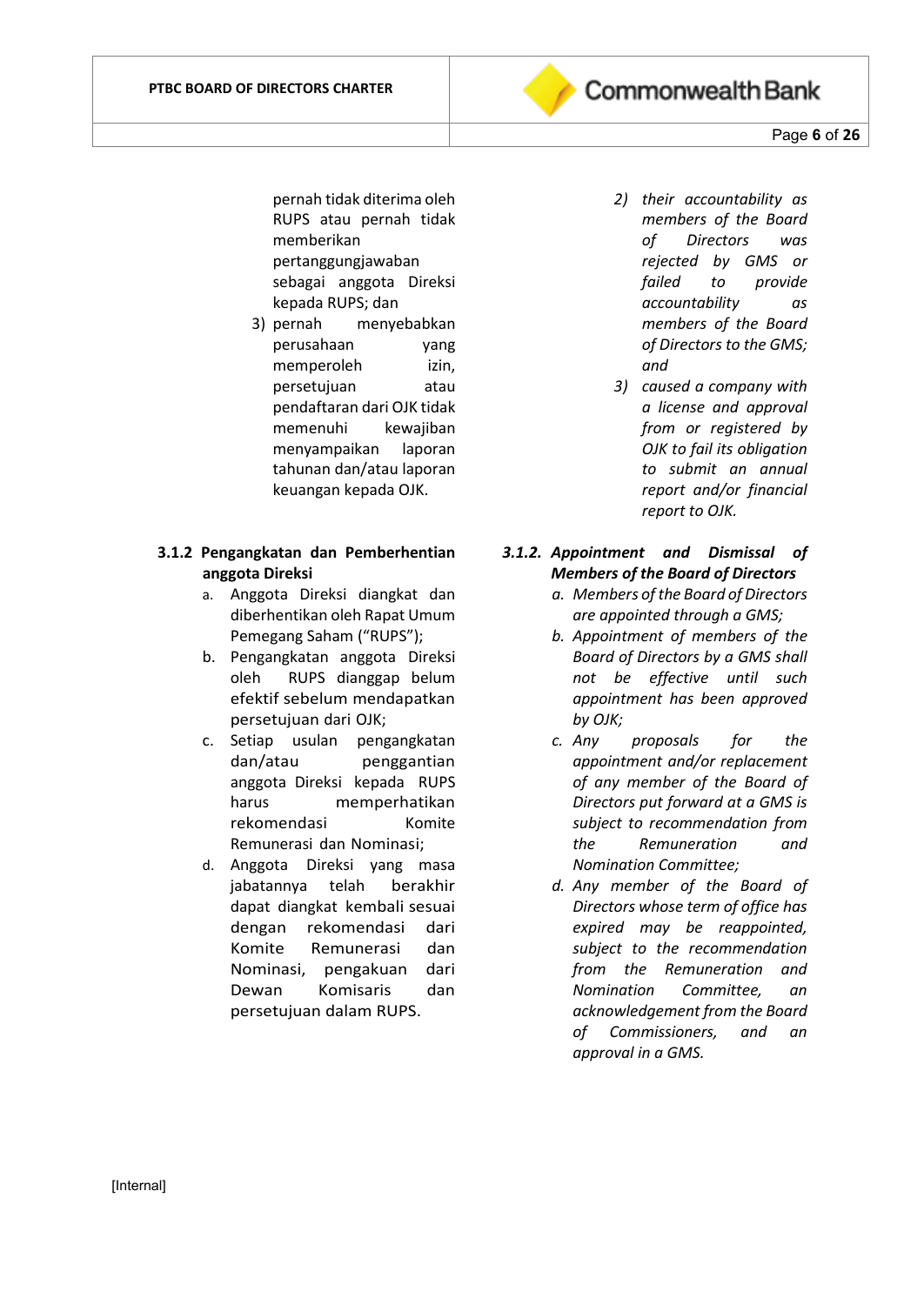pernah tidak diterima oleh RUPS atau pernah tidak memberikan pertanggungjawaban sebagai anggota Direksi kepada RUPS; dan

3) pernah menyebabkan perusahaan yang memperoleh izin, persetujuan atau pendaftaran dari OJK tidak memenuhi kewajiban menyampaikan laporan tahunan dan/atau laporan keuangan kepada OJK.

### 3.1.2 Pengangkatan dan Pemberhentian anggota Direksi

a. Anggota Direksi diangkat dan diberhentikan oleh Rapat Umum Pemegang Saham ("RUPS");

b. Pengangkatan anggota Direksi oleh RUPS dianggap belum efektif sebelum mendapatkan persetujuan dari OJK;

c. Setiap usulan pengangkatan dan/atau penggantian anggota Direksi kepada RUPS harus memperhatikan rekomendasi Komite Remunerasi dan Nominasi;

d. Anggota Direksi yang masa jabatannya telah berakhir dapat diangkat kembali sesuai dengan rekomendasi dari Komite Remunerasi dan Nominasi, pengakuan dari Dewan Komisaris dan persetujuan dalam RUPS.

*2) their accountability as members of the Board of Directors was rejected by GMS or failed to provide accountability as members of the Board of Directors to the GMS; and*

*3) caused a company with a license and approval from or registered by OJK to fail its obligation to submit an annual report and/or financial report to OJK.*

### *3.1.2. Appointment and Dismissal of Members of the Board of Directors*

*a. Members of the Board of Directors are appointed through a GMS;*

*b. Appointment of members of the Board of Directors by a GMS shall not be effective until such appointment has been approved by OJK;*

*c. Any proposals for the appointment and/or replacement of any member of the Board of Directors put forward at a GMS is subject to recommendation from the Remuneration and Nomination Committee;*

*d. Any member of the Board of Directors whose term of office has expired may be reappointed, subject to the recommendation from the Remuneration and Nomination Committee, an acknowledgement from the Board of Commissioners, and an approval in a GMS.*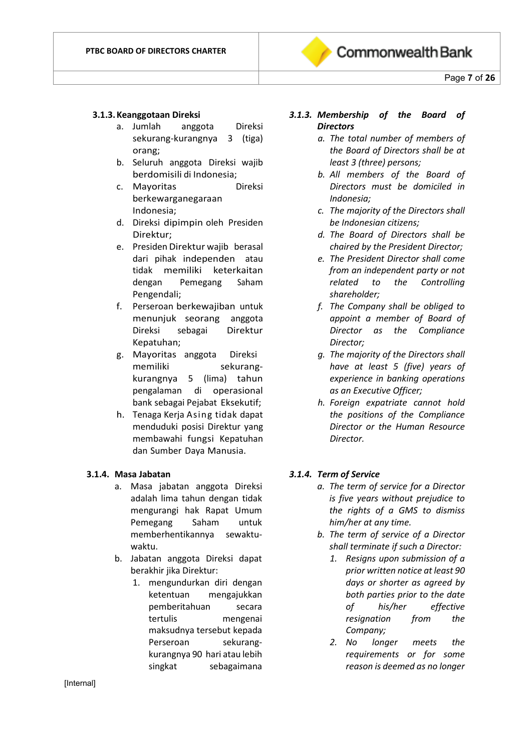### 3.1.3. Keanggotaan Direksi

a. Jumlah anggota Direksi sekurang-kurangnya 3 (tiga) orang;
b. Seluruh anggota Direksi wajib berdomisili di Indonesia;
c. Mayoritas Direksi berkewarganegaraan Indonesia;
d. Direksi dipimpin oleh Presiden Direktur;
e. Presiden Direktur wajib berasal dari pihak independen atau tidak memiliki keterkaitan dengan Pemegang Saham Pengendali;
f. Perseroan berkewajiban untuk menunjuk seorang anggota Direksi sebagai Direktur Kepatuhan;
g. Mayoritas anggota Direksi memiliki sekurang-kurangnya 5 (lima) tahun pengalaman di operasional bank sebagai Pejabat Eksekutif;
h. Tenaga Kerja Asing tidak dapat menduduki posisi Direktur yang membawahi fungsi Kepatuhan dan Sumber Daya Manusia.

### 3.1.4. Masa Jabatan

a. Masa jabatan anggota Direksi adalah lima tahun dengan tidak mengurangi hak Rapat Umum Pemegang Saham untuk memberhentikannya sewaktu-waktu.
b. Jabatan anggota Direksi dapat berakhir jika Direktur:
   1. mengundurkan diri dengan ketentuan mengajukkan pemberitahuan secara tertulis mengenai maksudnya tersebut kepada Perseroan sekurang-kurangnya 90 hari atau lebih singkat sebagaimana

### *3.1.3. Membership of the Board of Directors*

*a. The total number of members of the Board of Directors shall be at least 3 (three) persons;*
*b. All members of the Board of Directors must be domiciled in Indonesia;*
*c. The majority of the Directors shall be Indonesian citizens;*
*d. The Board of Directors shall be chaired by the President Director;*
*e. The President Director shall come from an independent party or not related to the Controlling shareholder;*
*f. The Company shall be obliged to appoint a member of Board of Director as the Compliance Director;*
*g. The majority of the Directors shall have at least 5 (five) years of experience in banking operations as an Executive Officer;*
*h. Foreign expatriate cannot hold the positions of the Compliance Director or the Human Resource Director.*

### *3.1.4. Term of Service*

*a. The term of service for a Director is five years without prejudice to the rights of a GMS to dismiss him/her at any time.*
*b. The term of service of a Director shall terminate if such a Director:*
   *1. Resigns upon submission of a prior written notice at least 90 days or shorter as agreed by both parties prior to the date of his/her effective resignation from the Company;*
   *2. No longer meets the requirements or for some reason is deemed as no longer*

[Internal]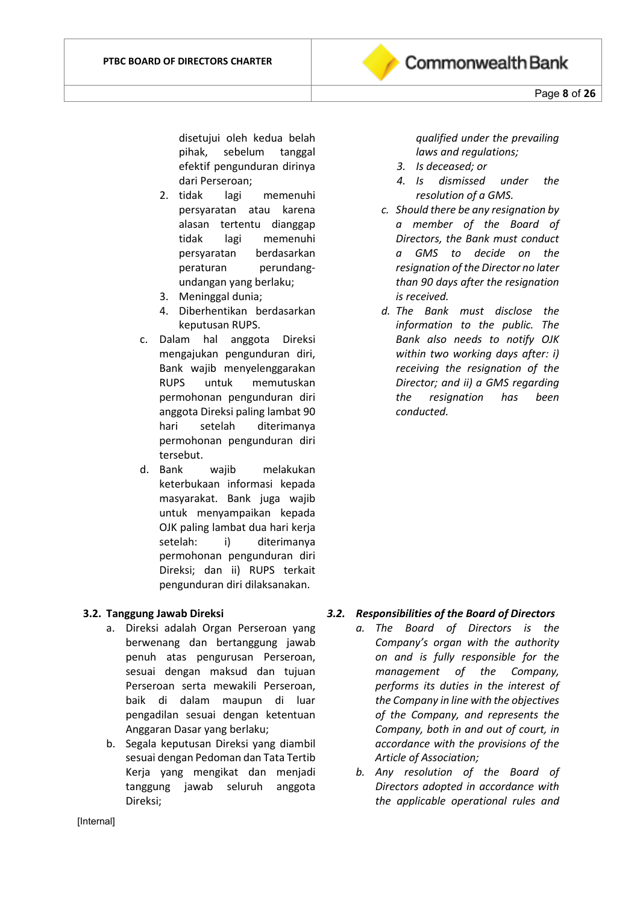disetujui oleh kedua belah pihak, sebelum tanggal efektif pengunduran dirinya dari Perseroan;

2. tidak lagi memenuhi persyaratan atau karena alasan tertentu dianggap tidak lagi memenuhi persyaratan berdasarkan peraturan perundang-undangan yang berlaku;
3. Meninggal dunia;
4. Diberhentikan berdasarkan keputusan RUPS.

c. Dalam hal anggota Direksi mengajukan pengunduran diri, Bank wajib menyelenggarakan RUPS untuk memutuskan permohonan pengunduran diri anggota Direksi paling lambat 90 hari setelah diterimanya permohonan pengunduran diri tersebut.

d. Bank wajib melakukan keterbukaan informasi kepada masyarakat. Bank juga wajib untuk menyampaikan kepada OJK paling lambat dua hari kerja setelah: i) diterimanya permohonan pengunduran diri Direksi; dan ii) RUPS terkait pengunduran diri dilaksanakan.

*qualified under the prevailing laws and regulations;*

*3. Is deceased; or*

*4. Is dismissed under the resolution of a GMS.*

*c. Should there be any resignation by a member of the Board of Directors, the Bank must conduct a GMS to decide on the resignation of the Director no later than 90 days after the resignation is received.*

*d. The Bank must disclose the information to the public. The Bank also needs to notify OJK within two working days after: i) receiving the resignation of the Director; and ii) a GMS regarding the resignation has been conducted.*

### 3.2. Tanggung Jawab Direksi

a. Direksi adalah Organ Perseroan yang berwenang dan bertanggung jawab penuh atas pengurusan Perseroan, sesuai dengan maksud dan tujuan Perseroan serta mewakili Perseroan, baik di dalam maupun di luar pengadilan sesuai dengan ketentuan Anggaran Dasar yang berlaku;

b. Segala keputusan Direksi yang diambil sesuai dengan Pedoman dan Tata Tertib Kerja yang mengikat dan menjadi tanggung jawab seluruh anggota Direksi;

### *3.2. Responsibilities of the Board of Directors*

*a. The Board of Directors is the Company's organ with the authority on and is fully responsible for the management of the Company, performs its duties in the interest of the Company in line with the objectives of the Company, and represents the Company, both in and out of court, in accordance with the provisions of the Article of Association;*

*b. Any resolution of the Board of Directors adopted in accordance with the applicable operational rules and*

[Internal]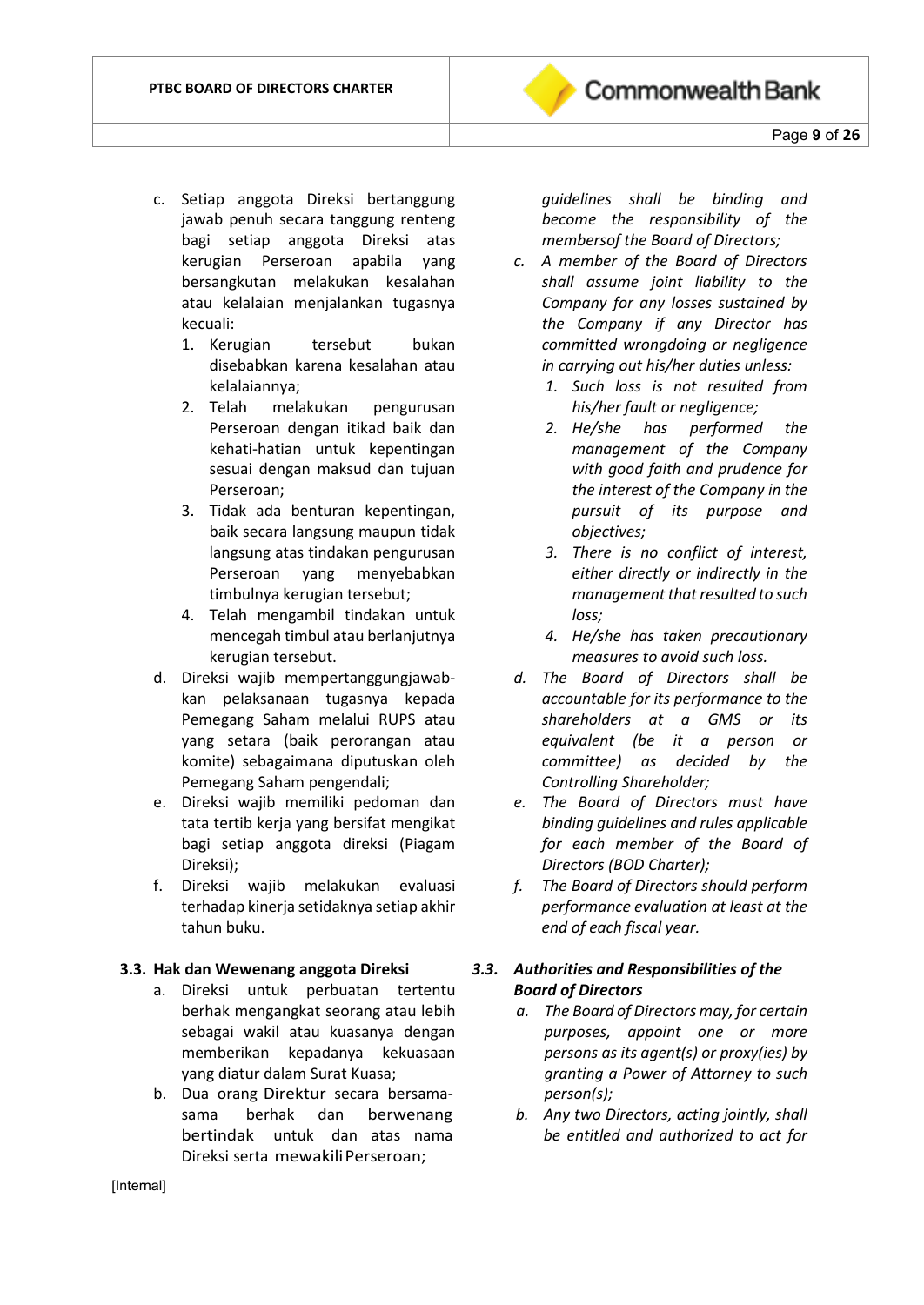c. Setiap anggota Direksi bertanggung jawab penuh secara tanggung renteng bagi setiap anggota Direksi atas kerugian Perseroan apabila yang bersangkutan melakukan kesalahan atau kelalaian menjalankan tugasnya kecuali:
   1. Kerugian tersebut bukan disebabkan karena kesalahan atau kelalaiannya;
   2. Telah melakukan pengurusan Perseroan dengan itikad baik dan kehati-hatian untuk kepentingan sesuai dengan maksud dan tujuan Perseroan;
   3. Tidak ada benturan kepentingan, baik secara langsung maupun tidak langsung atas tindakan pengurusan Perseroan yang menyebabkan timbulnya kerugian tersebut;
   4. Telah mengambil tindakan untuk mencegah timbul atau berlanjutnya kerugian tersebut.
d. Direksi wajib mempertanggungjawab-kan pelaksanaan tugasnya kepada Pemegang Saham melalui RUPS atau yang setara (baik perorangan atau komite) sebagaimana diputuskan oleh Pemegang Saham pengendali;
e. Direksi wajib memiliki pedoman dan tata tertib kerja yang bersifat mengikat bagi setiap anggota direksi (Piagam Direksi);
f. Direksi wajib melakukan evaluasi terhadap kinerja setidaknya setiap akhir tahun buku.

*guidelines shall be binding and become the responsibility of the membersof the Board of Directors;*

*c. A member of the Board of Directors shall assume joint liability to the Company for any losses sustained by the Company if any Director has committed wrongdoing or negligence in carrying out his/her duties unless:*
   *1. Such loss is not resulted from his/her fault or negligence;*
   *2. He/she has performed the management of the Company with good faith and prudence for the interest of the Company in the pursuit of its purpose and objectives;*
   *3. There is no conflict of interest, either directly or indirectly in the management that resulted to such loss;*
   *4. He/she has taken precautionary measures to avoid such loss.*

*d. The Board of Directors shall be accountable for its performance to the shareholders at a GMS or its equivalent (be it a person or committee) as decided by the Controlling Shareholder;*

*e. The Board of Directors must have binding guidelines and rules applicable for each member of the Board of Directors (BOD Charter);*

*f. The Board of Directors should perform performance evaluation at least at the end of each fiscal year.*

### 3.3. Hak dan Wewenang anggota Direksi

a. Direksi untuk perbuatan tertentu berhak mengangkat seorang atau lebih sebagai wakil atau kuasanya dengan memberikan kepadanya kekuasaan yang diatur dalam Surat Kuasa;
b. Dua orang Direktur secara bersama-sama berhak dan berwenang bertindak untuk dan atas nama Direksi serta mewakili Perseroan;

### *3.3. Authorities and Responsibilities of the Board of Directors*

*a. The Board of Directors may, for certain purposes, appoint one or more persons as its agent(s) or proxy(ies) by granting a Power of Attorney to such person(s);*

*b. Any two Directors, acting jointly, shall be entitled and authorized to act for*

[Internal]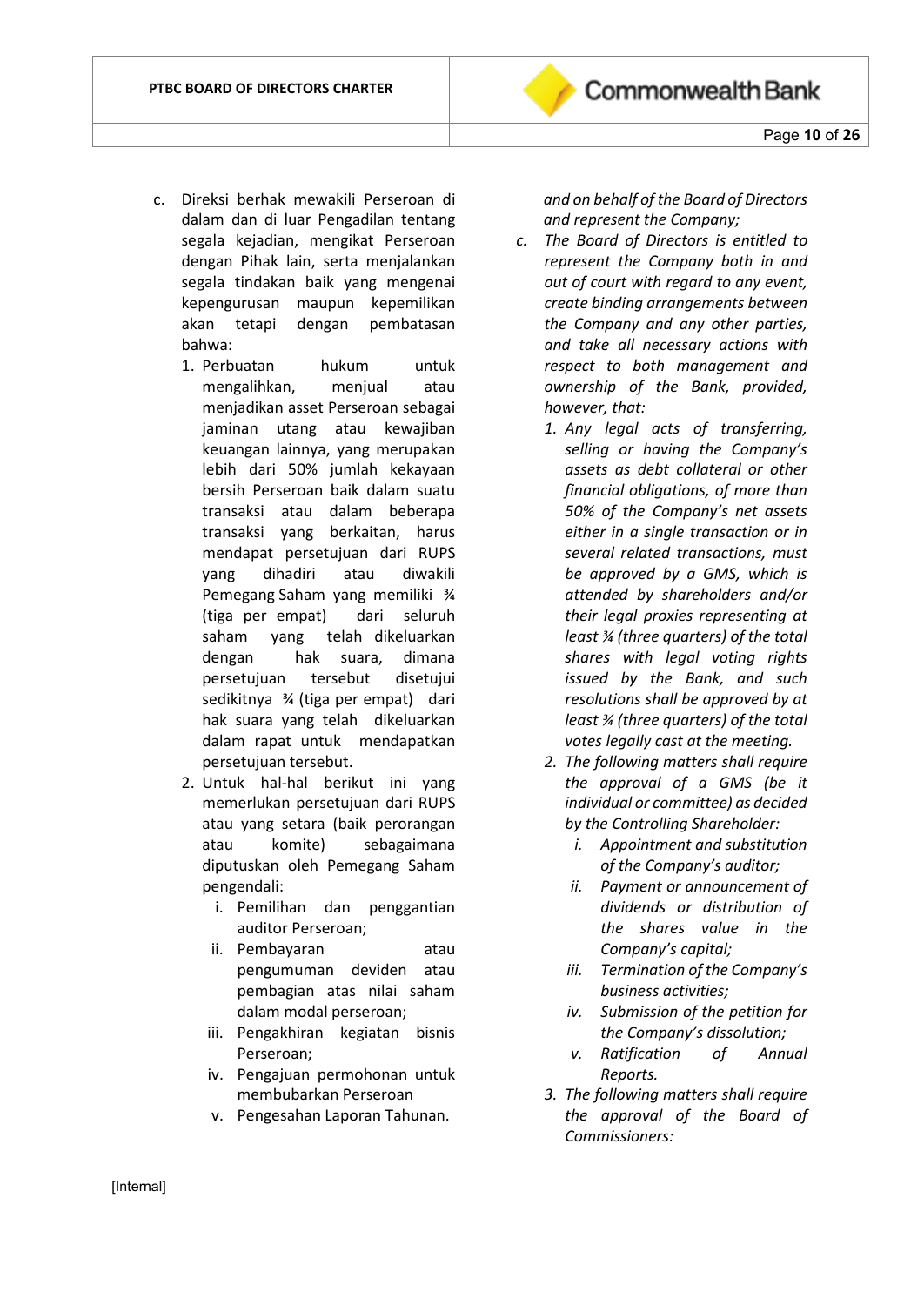c. Direksi berhak mewakili Perseroan di dalam dan di luar Pengadilan tentang segala kejadian, mengikat Perseroan dengan Pihak lain, serta menjalankan segala tindakan baik yang mengenai kepengurusan maupun kepemilikan akan tetapi dengan pembatasan bahwa:
   1. Perbuatan hukum untuk mengalihkan, menjual atau menjadikan asset Perseroan sebagai jaminan utang atau kewajiban keuangan lainnya, yang merupakan lebih dari 50% jumlah kekayaan bersih Perseroan baik dalam suatu transaksi atau dalam beberapa transaksi yang berkaitan, harus mendapat persetujuan dari RUPS yang dihadiri atau diwakili Pemegang Saham yang memiliki ¾ (tiga per empat) dari seluruh saham yang telah dikeluarkan dengan hak suara, dimana persetujuan tersebut disetujui sedikitnya ¾ (tiga per empat) dari hak suara yang telah dikeluarkan dalam rapat untuk mendapatkan persetujuan tersebut.
   2. Untuk hal-hal berikut ini yang memerlukan persetujuan dari RUPS atau yang setara (baik perorangan atau komite) sebagaimana diputuskan oleh Pemegang Saham pengendali:
      i. Pemilihan dan penggantian auditor Perseroan;
      ii. Pembayaran atau pengumuman deviden atau pembagian atas nilai saham dalam modal perseroan;
      iii. Pengakhiran kegiatan bisnis Perseroan;
      iv. Pengajuan permohonan untuk membubarkan Perseroan
      v. Pengesahan Laporan Tahunan.

*and on behalf of the Board of Directors and represent the Company;*

*c. The Board of Directors is entitled to represent the Company both in and out of court with regard to any event, create binding arrangements between the Company and any other parties, and take all necessary actions with respect to both management and ownership of the Bank, provided, however, that:*
   1. *Any legal acts of transferring, selling or having the Company's assets as debt collateral or other financial obligations, of more than 50% of the Company's net assets either in a single transaction or in several related transactions, must be approved by a GMS, which is attended by shareholders and/or their legal proxies representing at least ¾ (three quarters) of the total shares with legal voting rights issued by the Bank, and such resolutions shall be approved by at least ¾ (three quarters) of the total votes legally cast at the meeting.*
   2. *The following matters shall require the approval of a GMS (be it individual or committee) as decided by the Controlling Shareholder:*
      i. *Appointment and substitution of the Company's auditor;*
      ii. *Payment or announcement of dividends or distribution of the shares value in the Company's capital;*
      iii. *Termination of the Company's business activities;*
      iv. *Submission of the petition for the Company's dissolution;*
      v. *Ratification of Annual Reports.*
   3. *The following matters shall require the approval of the Board of Commissioners:*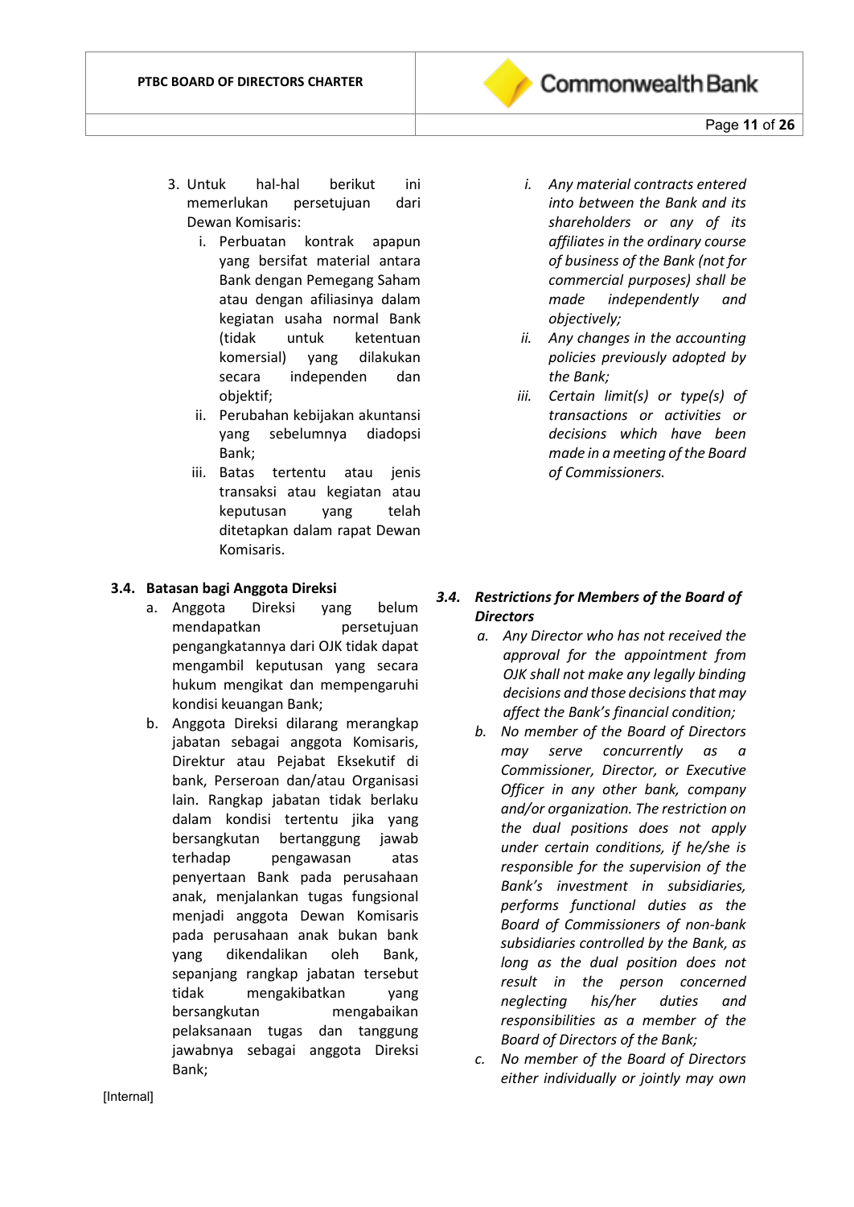3. Untuk hal-hal berikut ini memerlukan persetujuan dari Dewan Komisaris:
   i. Perbuatan kontrak apapun yang bersifat material antara Bank dengan Pemegang Saham atau dengan afiliasinya dalam kegiatan usaha normal Bank (tidak untuk ketentuan komersial) yang dilakukan secara independen dan objektif;
   ii. Perubahan kebijakan akuntansi yang sebelumnya diadopsi Bank;
   iii. Batas tertentu atau jenis transaksi atau kegiatan atau keputusan yang telah ditetapkan dalam rapat Dewan Komisaris.

*i. Any material contracts entered into between the Bank and its shareholders or any of its affiliates in the ordinary course of business of the Bank (not for commercial purposes) shall be made independently and objectively;*

*ii. Any changes in the accounting policies previously adopted by the Bank;*

*iii. Certain limit(s) or type(s) of transactions or activities or decisions which have been made in a meeting of the Board of Commissioners.*

### 3.4. Batasan bagi Anggota Direksi

a. Anggota Direksi yang belum mendapatkan persetujuan pengangkatannya dari OJK tidak dapat mengambil keputusan yang secara hukum mengikat dan mempengaruhi kondisi keuangan Bank;

b. Anggota Direksi dilarang merangkap jabatan sebagai anggota Komisaris, Direktur atau Pejabat Eksekutif di bank, Perseroan dan/atau Organisasi lain. Rangkap jabatan tidak berlaku dalam kondisi tertentu jika yang bersangkutan bertanggung jawab terhadap pengawasan atas penyertaan Bank pada perusahaan anak, menjalankan tugas fungsional menjadi anggota Dewan Komisaris pada perusahaan anak bukan bank yang dikendalikan oleh Bank, sepanjang rangkap jabatan tersebut tidak mengakibatkan yang bersangkutan mengabaikan pelaksanaan tugas dan tanggung jawabnya sebagai anggota Direksi Bank;

### *3.4. Restrictions for Members of the Board of Directors*

*a. Any Director who has not received the approval for the appointment from OJK shall not make any legally binding decisions and those decisions that may affect the Bank's financial condition;*

*b. No member of the Board of Directors may serve concurrently as a Commissioner, Director, or Executive Officer in any other bank, company and/or organization. The restriction on the dual positions does not apply under certain conditions, if he/she is responsible for the supervision of the Bank's investment in subsidiaries, performs functional duties as the Board of Commissioners of non-bank subsidiaries controlled by the Bank, as long as the dual position does not result in the person concerned neglecting his/her duties and responsibilities as a member of the Board of Directors of the Bank;*

*c. No member of the Board of Directors either individually or jointly may own*

[Internal]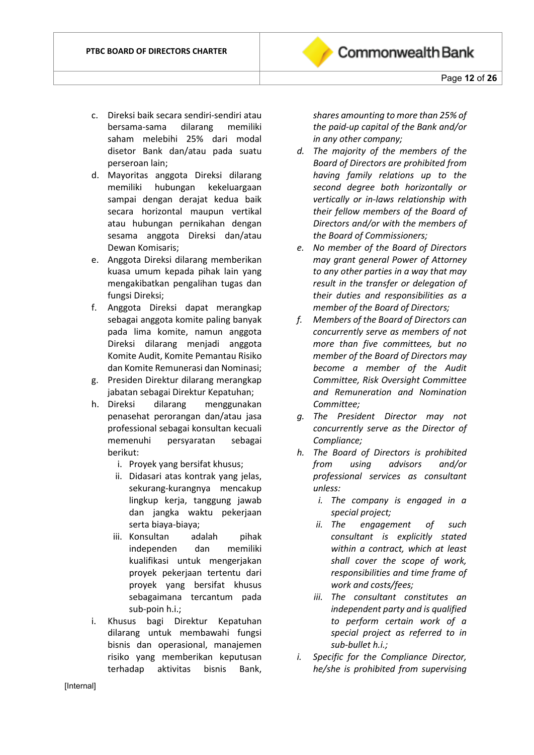c. Direksi baik secara sendiri-sendiri atau bersama-sama dilarang memiliki saham melebihi 25% dari modal disetor Bank dan/atau pada suatu perseroan lain;
d. Mayoritas anggota Direksi dilarang memiliki hubungan kekeluargaan sampai dengan derajat kedua baik secara horizontal maupun vertikal atau hubungan pernikahan dengan sesama anggota Direksi dan/atau Dewan Komisaris;
e. Anggota Direksi dilarang memberikan kuasa umum kepada pihak lain yang mengakibatkan pengalihan tugas dan fungsi Direksi;
f. Anggota Direksi dapat merangkap sebagai anggota komite paling banyak pada lima komite, namun anggota Direksi dilarang menjadi anggota Komite Audit, Komite Pemantau Risiko dan Komite Remunerasi dan Nominasi;
g. Presiden Direktur dilarang merangkap jabatan sebagai Direktur Kepatuhan;
h. Direksi dilarang menggunakan penasehat perorangan dan/atau jasa professional sebagai konsultan kecuali memenuhi persyaratan sebagai berikut:
   i. Proyek yang bersifat khusus;
   ii. Didasari atas kontrak yang jelas, sekurang-kurangnya mencakup lingkup kerja, tanggung jawab dan jangka waktu pekerjaan serta biaya-biaya;
   iii. Konsultan adalah pihak independen dan memiliki kualifikasi untuk mengerjakan proyek pekerjaan tertentu dari proyek yang bersifat khusus sebagaimana tercantum pada sub-poin h.i.;
i. Khusus bagi Direktur Kepatuhan dilarang untuk membawahi fungsi bisnis dan operasional, manajemen risiko yang memberikan keputusan terhadap aktivitas bisnis Bank,

*shares amounting to more than 25% of the paid-up capital of the Bank and/or in any other company;*

*d. The majority of the members of the Board of Directors are prohibited from having family relations up to the second degree both horizontally or vertically or in-laws relationship with their fellow members of the Board of Directors and/or with the members of the Board of Commissioners;*

*e. No member of the Board of Directors may grant general Power of Attorney to any other parties in a way that may result in the transfer or delegation of their duties and responsibilities as a member of the Board of Directors;*

*f. Members of the Board of Directors can concurrently serve as members of not more than five committees, but no member of the Board of Directors may become a member of the Audit Committee, Risk Oversight Committee and Remuneration and Nomination Committee;*

*g. The President Director may not concurrently serve as the Director of Compliance;*

*h. The Board of Directors is prohibited from using advisors and/or professional services as consultant unless:*
   *i. The company is engaged in a special project;*
   *ii. The engagement of such consultant is explicitly stated within a contract, which at least shall cover the scope of work, responsibilities and time frame of work and costs/fees;*
   *iii. The consultant constitutes an independent party and is qualified to perform certain work of a special project as referred to in sub-bullet h.i.;*

*i. Specific for the Compliance Director, he/she is prohibited from supervising*

[Internal]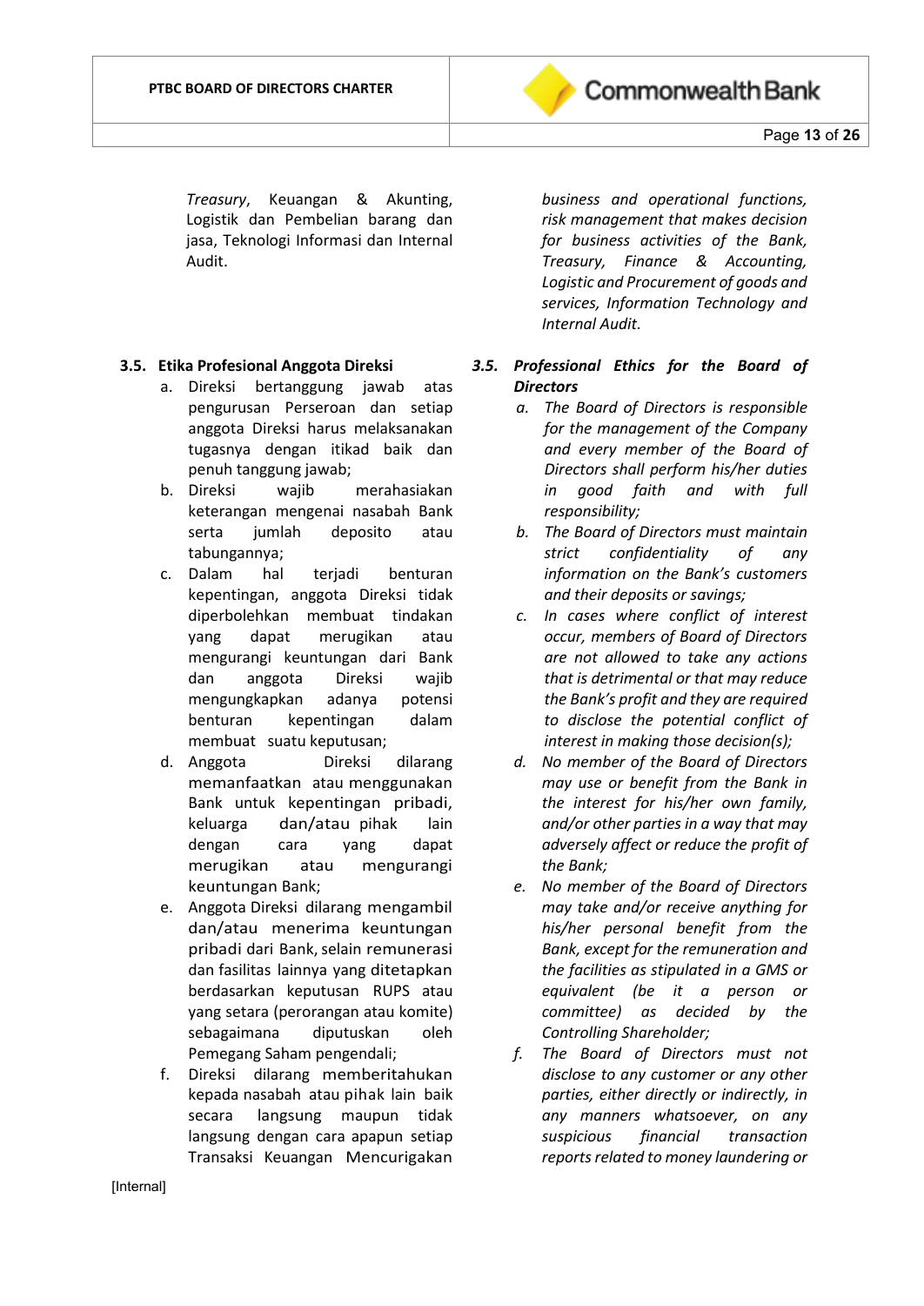*Treasury*, Keuangan & Akunting, Logistik dan Pembelian barang dan jasa, Teknologi Informasi dan Internal Audit.

*business and operational functions, risk management that makes decision for business activities of the Bank, Treasury, Finance & Accounting, Logistic and Procurement of goods and services, Information Technology and Internal Audit.*

### 3.5. Etika Profesional Anggota Direksi

a. Direksi bertanggung jawab atas pengurusan Perseroan dan setiap anggota Direksi harus melaksanakan tugasnya dengan itikad baik dan penuh tanggung jawab;
b. Direksi wajib merahasiakan keterangan mengenai nasabah Bank serta jumlah deposito atau tabungannya;
c. Dalam hal terjadi benturan kepentingan, anggota Direksi tidak diperbolehkan membuat tindakan yang dapat merugikan atau mengurangi keuntungan dari Bank dan anggota Direksi wajib mengungkapkan adanya potensi benturan kepentingan dalam membuat suatu keputusan;
d. Anggota Direksi dilarang memanfaatkan atau menggunakan Bank untuk kepentingan pribadi, keluarga dan/atau pihak lain dengan cara yang dapat merugikan atau mengurangi keuntungan Bank;
e. Anggota Direksi dilarang mengambil dan/atau menerima keuntungan pribadi dari Bank, selain remunerasi dan fasilitas lainnya yang ditetapkan berdasarkan keputusan RUPS atau yang setara (perorangan atau komite) sebagaimana diputuskan oleh Pemegang Saham pengendali;
f. Direksi dilarang memberitahukan kepada nasabah atau pihak lain baik secara langsung maupun tidak langsung dengan cara apapun setiap Transaksi Keuangan Mencurigakan

### *3.5. Professional Ethics for the Board of Directors*

*a. The Board of Directors is responsible for the management of the Company and every member of the Board of Directors shall perform his/her duties in good faith and with full responsibility;*
*b. The Board of Directors must maintain strict confidentiality of any information on the Bank's customers and their deposits or savings;*
*c. In cases where conflict of interest occur, members of Board of Directors are not allowed to take any actions that is detrimental or that may reduce the Bank's profit and they are required to disclose the potential conflict of interest in making those decision(s);*
*d. No member of the Board of Directors may use or benefit from the Bank in the interest for his/her own family, and/or other parties in a way that may adversely affect or reduce the profit of the Bank;*
*e. No member of the Board of Directors may take and/or receive anything for his/her personal benefit from the Bank, except for the remuneration and the facilities as stipulated in a GMS or equivalent (be it a person or committee) as decided by the Controlling Shareholder;*
*f. The Board of Directors must not disclose to any customer or any other parties, either directly or indirectly, in any manners whatsoever, on any suspicious financial transaction reports related to money laundering or*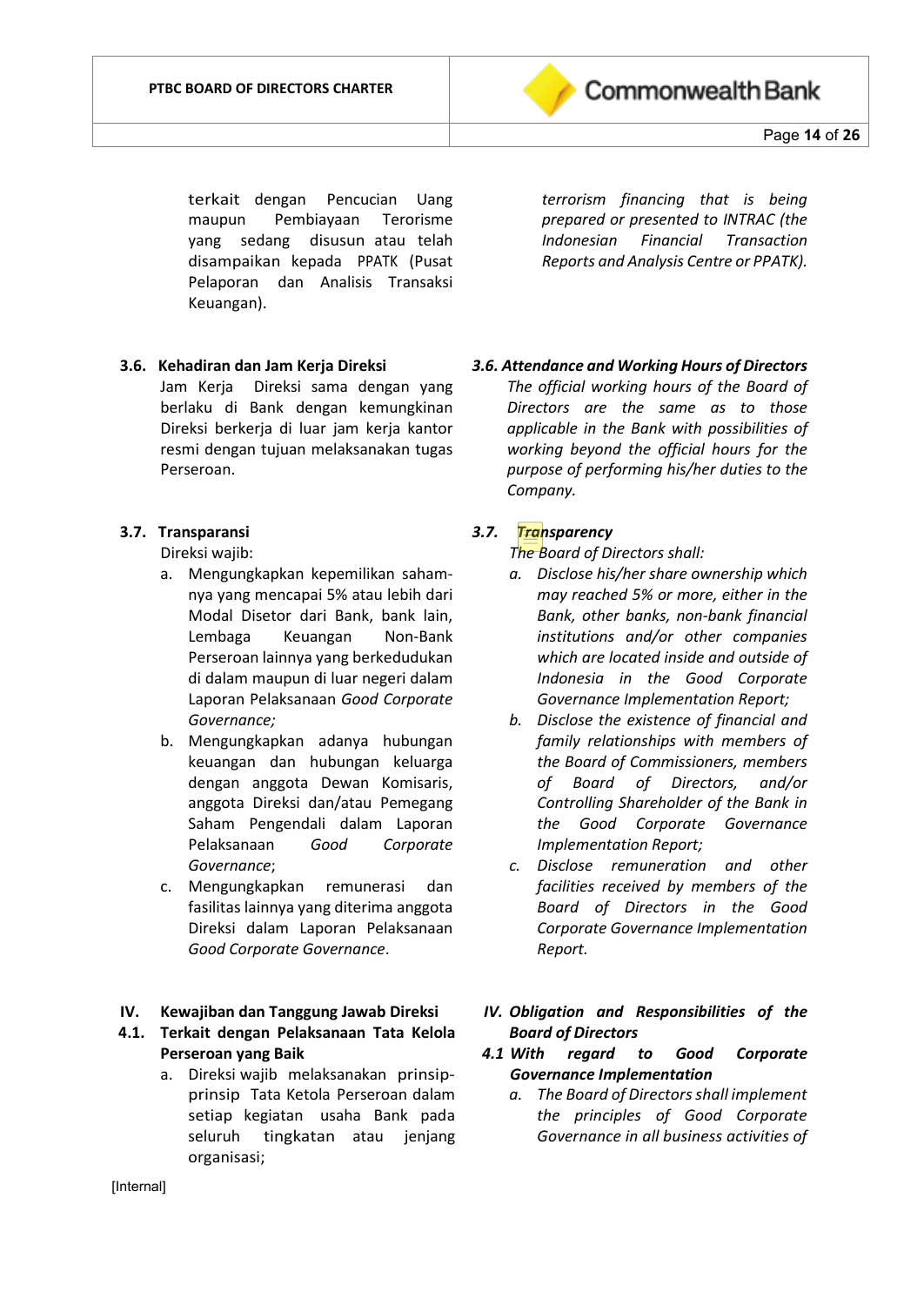terkait dengan Pencucian Uang maupun Pembiayaan Terorisme yang sedang disusun atau telah disampaikan kepada PPATK (Pusat Pelaporan dan Analisis Transaksi Keuangan).

*terrorism financing that is being prepared or presented to INTRAC (the Indonesian Financial Transaction Reports and Analysis Centre or PPATK).*

### 3.6. Kehadiran dan Jam Kerja Direksi

Jam Kerja Direksi sama dengan yang berlaku di Bank dengan kemungkinan Direksi berkerja di luar jam kerja kantor resmi dengan tujuan melaksanakan tugas Perseroan.

### *3.6. Attendance and Working Hours of Directors*

*The official working hours of the Board of Directors are the same as to those applicable in the Bank with possibilities of working beyond the official hours for the purpose of performing his/her duties to the Company.*

### 3.7. Transparansi

Direksi wajib:

a. Mengungkapkan kepemilikan saham-nya yang mencapai 5% atau lebih dari Modal Disetor dari Bank, bank lain, Lembaga Keuangan Non-Bank Perseroan lainnya yang berkedudukan di dalam maupun di luar negeri dalam Laporan Pelaksanaan *Good Corporate Governance;*
b. Mengungkapkan adanya hubungan keuangan dan hubungan keluarga dengan anggota Dewan Komisaris, anggota Direksi dan/atau Pemegang Saham Pengendali dalam Laporan Pelaksanaan *Good Corporate Governance*;
c. Mengungkapkan remunerasi dan fasilitas lainnya yang diterima anggota Direksi dalam Laporan Pelaksanaan *Good Corporate Governance*.

### *3.7. Transparency*

*The Board of Directors shall:*

*a. Disclose his/her share ownership which may reached 5% or more, either in the Bank, other banks, non-bank financial institutions and/or other companies which are located inside and outside of Indonesia in the Good Corporate Governance Implementation Report;*
*b. Disclose the existence of financial and family relationships with members of the Board of Commissioners, members of Board of Directors, and/or Controlling Shareholder of the Bank in the Good Corporate Governance Implementation Report;*
*c. Disclose remuneration and other facilities received by members of the Board of Directors in the Good Corporate Governance Implementation Report.*

## IV. Kewajiban dan Tanggung Jawab Direksi

### 4.1. Terkait dengan Pelaksanaan Tata Kelola Perseroan yang Baik

a. Direksi wajib melaksanakan prinsip-prinsip Tata Ketola Perseroan dalam setiap kegiatan usaha Bank pada seluruh tingkatan atau jenjang organisasi;

## *IV. Obligation and Responsibilities of the Board of Directors*

### *4.1 With regard to Good Corporate Governance Implementation*

*a. The Board of Directors shall implement the principles of Good Corporate Governance in all business activities of*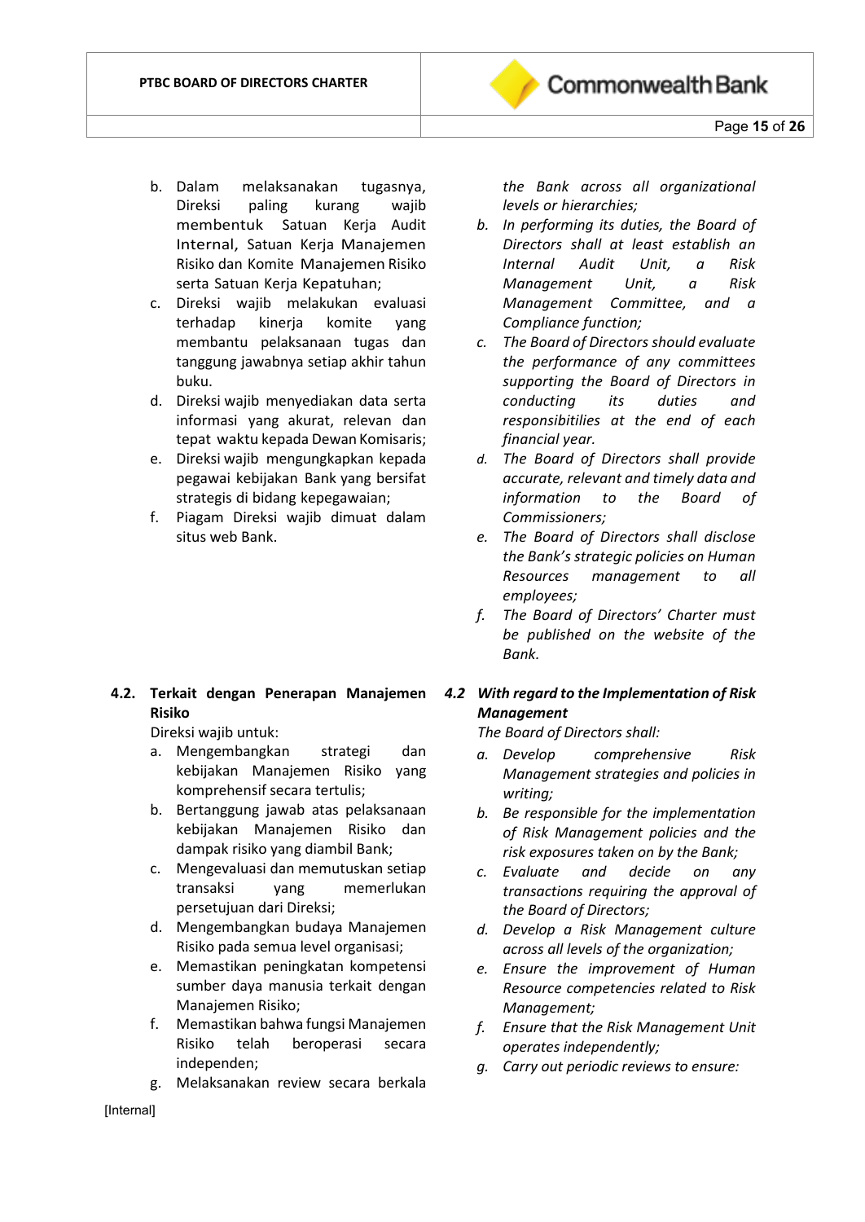b. Dalam melaksanakan tugasnya, Direksi paling kurang wajib membentuk Satuan Kerja Audit Internal, Satuan Kerja Manajemen Risiko dan Komite Manajemen Risiko serta Satuan Kerja Kepatuhan;
c. Direksi wajib melakukan evaluasi terhadap kinerja komite yang membantu pelaksanaan tugas dan tanggung jawabnya setiap akhir tahun buku.
d. Direksi wajib menyediakan data serta informasi yang akurat, relevan dan tepat waktu kepada Dewan Komisaris;
e. Direksi wajib mengungkapkan kepada pegawai kebijakan Bank yang bersifat strategis di bidang kepegawaian;
f. Piagam Direksi wajib dimuat dalam situs web Bank.

*the Bank across all organizational levels or hierarchies;*

*b. In performing its duties, the Board of Directors shall at least establish an Internal Audit Unit, a Risk Management Unit, a Risk Management Committee, and a Compliance function;*
*c. The Board of Directors should evaluate the performance of any committees supporting the Board of Directors in conducting its duties and responsibilities at the end of each financial year.*
*d. The Board of Directors shall provide accurate, relevant and timely data and information to the Board of Commissioners;*
*e. The Board of Directors shall disclose the Bank's strategic policies on Human Resources management to all employees;*
*f. The Board of Directors' Charter must be published on the website of the Bank.*

**4.2. Terkait dengan Penerapan Manajemen Risiko**

Direksi wajib untuk:

a. Mengembangkan strategi dan kebijakan Manajemen Risiko yang komprehensif secara tertulis;
b. Bertanggung jawab atas pelaksanaan kebijakan Manajemen Risiko dan dampak risiko yang diambil Bank;
c. Mengevaluasi dan memutuskan setiap transaksi yang memerlukan persetujuan dari Direksi;
d. Mengembangkan budaya Manajemen Risiko pada semua level organisasi;
e. Memastikan peningkatan kompetensi sumber daya manusia terkait dengan Manajemen Risiko;
f. Memastikan bahwa fungsi Manajemen Risiko telah beroperasi secara independen;
g. Melaksanakan review secara berkala

***4.2 With regard to the Implementation of Risk Management***

*The Board of Directors shall:*

*a. Develop comprehensive Risk Management strategies and policies in writing;*
*b. Be responsible for the implementation of Risk Management policies and the risk exposures taken on by the Bank;*
*c. Evaluate and decide on any transactions requiring the approval of the Board of Directors;*
*d. Develop a Risk Management culture across all levels of the organization;*
*e. Ensure the improvement of Human Resource competencies related to Risk Management;*
*f. Ensure that the Risk Management Unit operates independently;*
*g. Carry out periodic reviews to ensure:*

[Internal]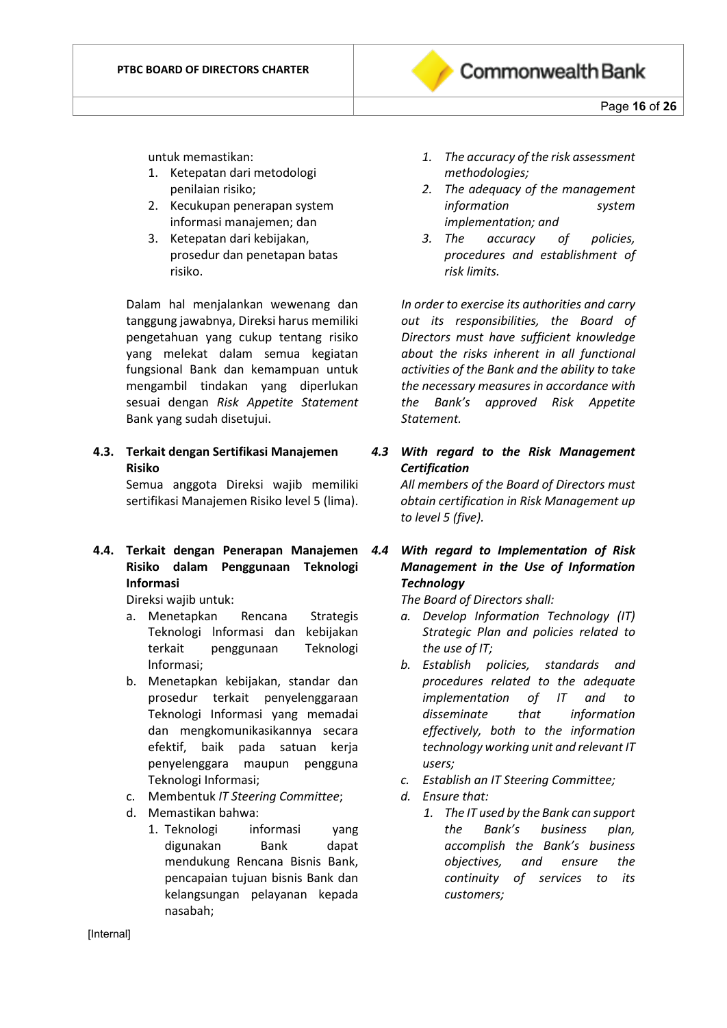untuk memastikan:

1. Ketepatan dari metodologi penilaian risiko;
2. Kecukupan penerapan system informasi manajemen; dan
3. Ketepatan dari kebijakan, prosedur dan penetapan batas risiko.

Dalam hal menjalankan wewenang dan tanggung jawabnya, Direksi harus memiliki pengetahuan yang cukup tentang risiko yang melekat dalam semua kegiatan fungsional Bank dan kemampuan untuk mengambil tindakan yang diperlukan sesuai dengan *Risk Appetite Statement* Bank yang sudah disetujui.

*1. The accuracy of the risk assessment methodologies;*
*2. The adequacy of the management information system implementation; and*
*3. The accuracy of policies, procedures and establishment of risk limits.*

*In order to exercise its authorities and carry out its responsibilities, the Board of Directors must have sufficient knowledge about the risks inherent in all functional activities of the Bank and the ability to take the necessary measures in accordance with the Bank's approved Risk Appetite Statement.*

**4.3. Terkait dengan Sertifikasi Manajemen Risiko**

Semua anggota Direksi wajib memiliki sertifikasi Manajemen Risiko level 5 (lima).

***4.3 With regard to the Risk Management Certification***

*All members of the Board of Directors must obtain certification in Risk Management up to level 5 (five).*

**4.4. Terkait dengan Penerapan Manajemen Risiko dalam Penggunaan Teknologi Informasi**

Direksi wajib untuk:

a. Menetapkan Rencana Strategis Teknologi Informasi dan kebijakan terkait penggunaan Teknologi Informasi;
b. Menetapkan kebijakan, standar dan prosedur terkait penyelenggaraan Teknologi Informasi yang memadai dan mengkomunikasikannya secara efektif, baik pada satuan kerja penyelenggara maupun pengguna Teknologi Informasi;
c. Membentuk *IT Steering Committee*;
d. Memastikan bahwa:
   1. Teknologi informasi yang digunakan Bank dapat mendukung Rencana Bisnis Bank, pencapaian tujuan bisnis Bank dan kelangsungan pelayanan kepada nasabah;

***4.4 With regard to Implementation of Risk Management in the Use of Information Technology***

*The Board of Directors shall:*

*a. Develop Information Technology (IT) Strategic Plan and policies related to the use of IT;*
*b. Establish policies, standards and procedures related to the adequate implementation of IT and to disseminate that information effectively, both to the information technology working unit and relevant IT users;*
*c. Establish an IT Steering Committee;*
*d. Ensure that:*
   *1. The IT used by the Bank can support the Bank's business plan, accomplish the Bank's business objectives, and ensure the continuity of services to its customers;*

[Internal]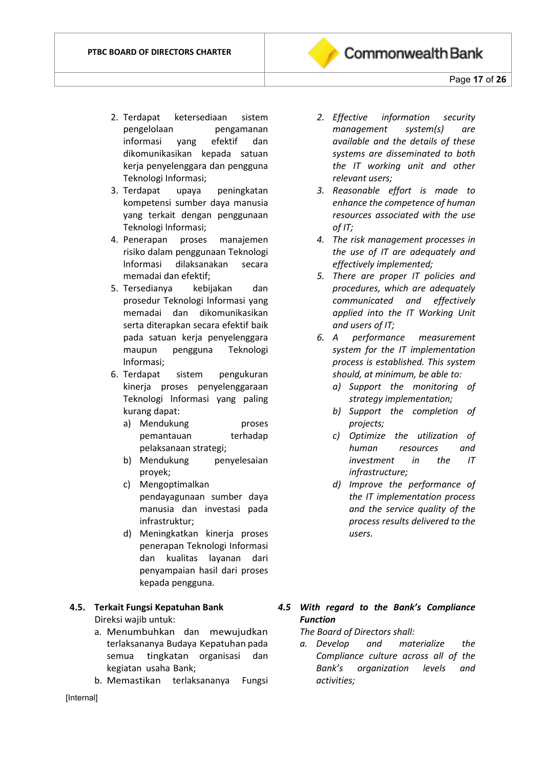2. Terdapat ketersediaan sistem pengelolaan pengamanan informasi yang efektif dan dikomunikasikan kepada satuan kerja penyelenggara dan pengguna Teknologi Informasi;
3. Terdapat upaya peningkatan kompetensi sumber daya manusia yang terkait dengan penggunaan Teknologi Informasi;
4. Penerapan proses manajemen risiko dalam penggunaan Teknologi Informasi dilaksanakan secara memadai dan efektif;
5. Tersedianya kebijakan dan prosedur Teknologi Informasi yang memadai dan dikomunikasikan serta diterapkan secara efektif baik pada satuan kerja penyelenggara maupun pengguna Teknologi Informasi;
6. Terdapat sistem pengukuran kinerja proses penyelenggaraan Teknologi Informasi yang paling kurang dapat:
   a) Mendukung proses pemantauan terhadap pelaksanaan strategi;
   b) Mendukung penyelesaian proyek;
   c) Mengoptimalkan pendayagunaan sumber daya manusia dan investasi pada infrastruktur;
   d) Meningkatkan kinerja proses penerapan Teknologi Informasi dan kualitas layanan dari penyampaian hasil dari proses kepada pengguna.

*2. Effective information security management system(s) are available and the details of these systems are disseminated to both the IT working unit and other relevant users;*
*3. Reasonable effort is made to enhance the competence of human resources associated with the use of IT;*
*4. The risk management processes in the use of IT are adequately and effectively implemented;*
*5. There are proper IT policies and procedures, which are adequately communicated and effectively applied into the IT Working Unit and users of IT;*
*6. A performance measurement system for the IT implementation process is established. This system should, at minimum, be able to:*
   *a) Support the monitoring of strategy implementation;*
   *b) Support the completion of projects;*
   *c) Optimize the utilization of human resources and investment in the IT infrastructure;*
   *d) Improve the performance of the IT implementation process and the service quality of the process results delivered to the users.*

### 4.5. Terkait Fungsi Kepatuhan Bank

Direksi wajib untuk:

a. Menumbuhkan dan mewujudkan terlaksananya Budaya Kepatuhan pada semua tingkatan organisasi dan kegiatan usaha Bank;
b. Memastikan terlaksananya Fungsi

### *4.5 With regard to the Bank's Compliance Function*

*The Board of Directors shall:*

*a. Develop and materialize the Compliance culture across all of the Bank's organization levels and activities;*

[Internal]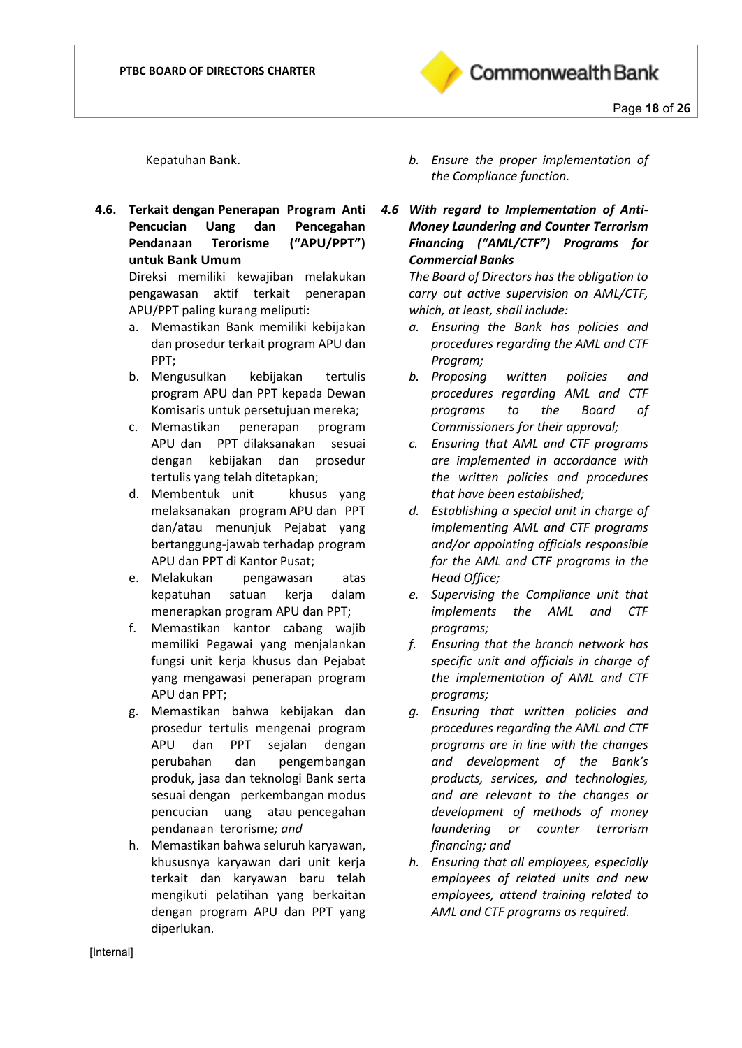Kepatuhan Bank.

*b. Ensure the proper implementation of the Compliance function.*

**4.6. Terkait dengan Penerapan Program Anti Pencucian Uang dan Pencegahan Pendanaan Terorisme ("APU/PPT") untuk Bank Umum**

Direksi memiliki kewajiban melakukan pengawasan aktif terkait penerapan APU/PPT paling kurang meliputi:

a. Memastikan Bank memiliki kebijakan dan prosedur terkait program APU dan PPT;
b. Mengusulkan kebijakan tertulis program APU dan PPT kepada Dewan Komisaris untuk persetujuan mereka;
c. Memastikan penerapan program APU dan PPT dilaksanakan sesuai dengan kebijakan dan prosedur tertulis yang telah ditetapkan;
d. Membentuk unit khusus yang melaksanakan program APU dan PPT dan/atau menunjuk Pejabat yang bertanggung-jawab terhadap program APU dan PPT di Kantor Pusat;
e. Melakukan pengawasan atas kepatuhan satuan kerja dalam menerapkan program APU dan PPT;
f. Memastikan kantor cabang wajib memiliki Pegawai yang menjalankan fungsi unit kerja khusus dan Pejabat yang mengawasi penerapan program APU dan PPT;
g. Memastikan bahwa kebijakan dan prosedur tertulis mengenai program APU dan PPT sejalan dengan perubahan dan pengembangan produk, jasa dan teknologi Bank serta sesuai dengan perkembangan modus pencucian uang atau pencegahan pendanaan terorisme*; and*
h. Memastikan bahwa seluruh karyawan, khususnya karyawan dari unit kerja terkait dan karyawan baru telah mengikuti pelatihan yang berkaitan dengan program APU dan PPT yang diperlukan.

***4.6 With regard to Implementation of Anti-Money Laundering and Counter Terrorism Financing ("AML/CTF") Programs for Commercial Banks***

*The Board of Directors has the obligation to carry out active supervision on AML/CTF, which, at least, shall include:*

*a. Ensuring the Bank has policies and procedures regarding the AML and CTF Program;*
*b. Proposing written policies and procedures regarding AML and CTF programs to the Board of Commissioners for their approval;*
*c. Ensuring that AML and CTF programs are implemented in accordance with the written policies and procedures that have been established;*
*d. Establishing a special unit in charge of implementing AML and CTF programs and/or appointing officials responsible for the AML and CTF programs in the Head Office;*
*e. Supervising the Compliance unit that implements the AML and CTF programs;*
*f. Ensuring that the branch network has specific unit and officials in charge of the implementation of AML and CTF programs;*
*g. Ensuring that written policies and procedures regarding the AML and CTF programs are in line with the changes and development of the Bank's products, services, and technologies, and are relevant to the changes or development of methods of money laundering or counter terrorism financing; and*
*h. Ensuring that all employees, especially employees of related units and new employees, attend training related to AML and CTF programs as required.*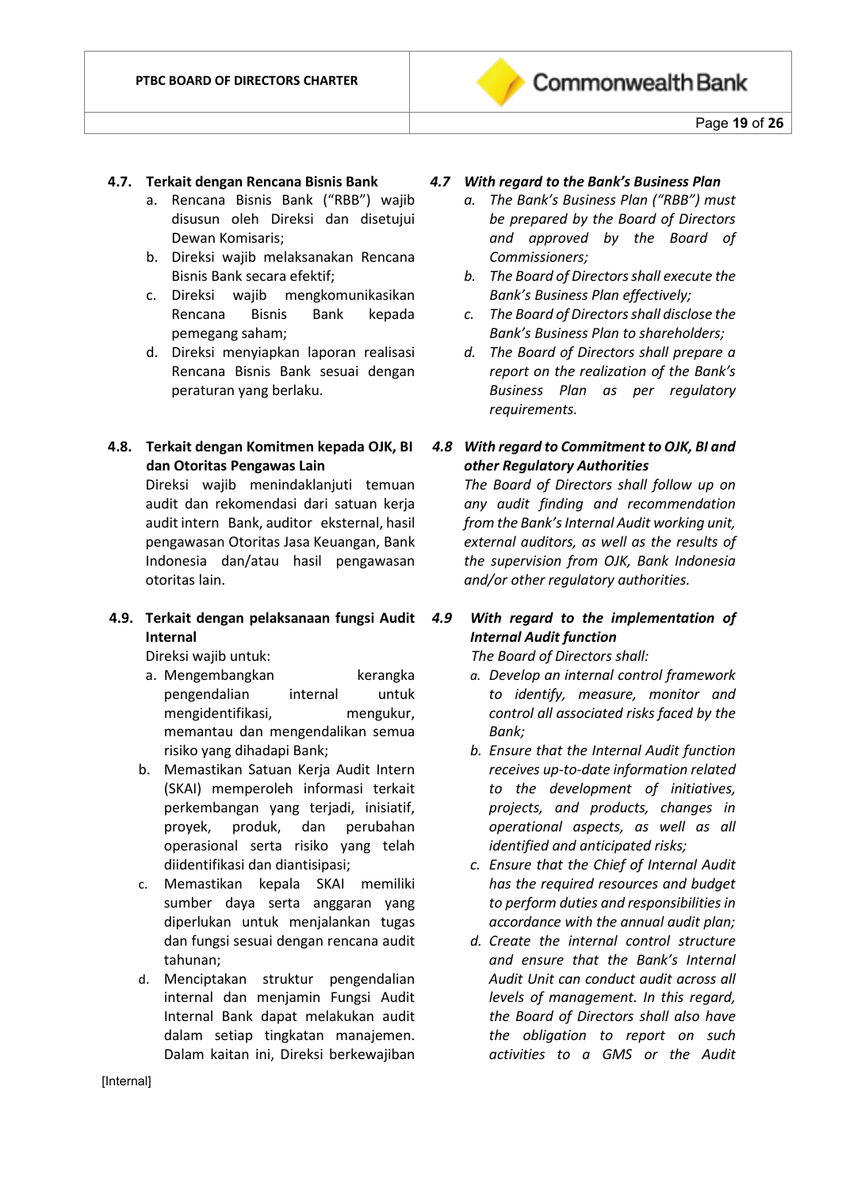### 4.7. Terkait dengan Rencana Bisnis Bank

a. Rencana Bisnis Bank ("RBB") wajib disusun oleh Direksi dan disetujui Dewan Komisaris;
b. Direksi wajib melaksanakan Rencana Bisnis Bank secara efektif;
c. Direksi wajib mengkomunikasikan Rencana Bisnis Bank kepada pemegang saham;
d. Direksi menyiapkan laporan realisasi Rencana Bisnis Bank sesuai dengan peraturan yang berlaku.

### *4.7 With regard to the Bank's Business Plan*

*a. The Bank's Business Plan ("RBB") must be prepared by the Board of Directors and approved by the Board of Commissioners;*
*b. The Board of Directors shall execute the Bank's Business Plan effectively;*
*c. The Board of Directors shall disclose the Bank's Business Plan to shareholders;*
*d. The Board of Directors shall prepare a report on the realization of the Bank's Business Plan as per regulatory requirements.*

### 4.8. Terkait dengan Komitmen kepada OJK, BI dan Otoritas Pengawas Lain

Direksi wajib menindaklanjuti temuan audit dan rekomendasi dari satuan kerja audit intern Bank, auditor eksternal, hasil pengawasan Otoritas Jasa Keuangan, Bank Indonesia dan/atau hasil pengawasan otoritas lain.

### *4.8 With regard to Commitment to OJK, BI and other Regulatory Authorities*

*The Board of Directors shall follow up on any audit finding and recommendation from the Bank's Internal Audit working unit, external auditors, as well as the results of the supervision from OJK, Bank Indonesia and/or other regulatory authorities.*

### 4.9. Terkait dengan pelaksanaan fungsi Audit Internal

Direksi wajib untuk:

a. Mengembangkan kerangka pengendalian internal untuk mengidentifikasi, mengukur, memantau dan mengendalikan semua risiko yang dihadapi Bank;
b. Memastikan Satuan Kerja Audit Intern (SKAI) memperoleh informasi terkait perkembangan yang terjadi, inisiatif, proyek, produk, dan perubahan operasional serta risiko yang telah diidentifikasi dan diantisipasi;
c. Memastikan kepala SKAI memiliki sumber daya serta anggaran yang diperlukan untuk menjalankan tugas dan fungsi sesuai dengan rencana audit tahunan;
d. Menciptakan struktur pengendalian internal dan menjamin Fungsi Audit Internal Bank dapat melakukan audit dalam setiap tingkatan manajemen. Dalam kaitan ini, Direksi berkewajiban

### *4.9 With regard to the implementation of Internal Audit function*

*The Board of Directors shall:*

*a. Develop an internal control framework to identify, measure, monitor and control all associated risks faced by the Bank;*
*b. Ensure that the Internal Audit function receives up-to-date information related to the development of initiatives, projects, and products, changes in operational aspects, as well as all identified and anticipated risks;*
*c. Ensure that the Chief of Internal Audit has the required resources and budget to perform duties and responsibilities in accordance with the annual audit plan;*
*d. Create the internal control structure and ensure that the Bank's Internal Audit Unit can conduct audit across all levels of management. In this regard, the Board of Directors shall also have the obligation to report on such activities to a GMS or the Audit*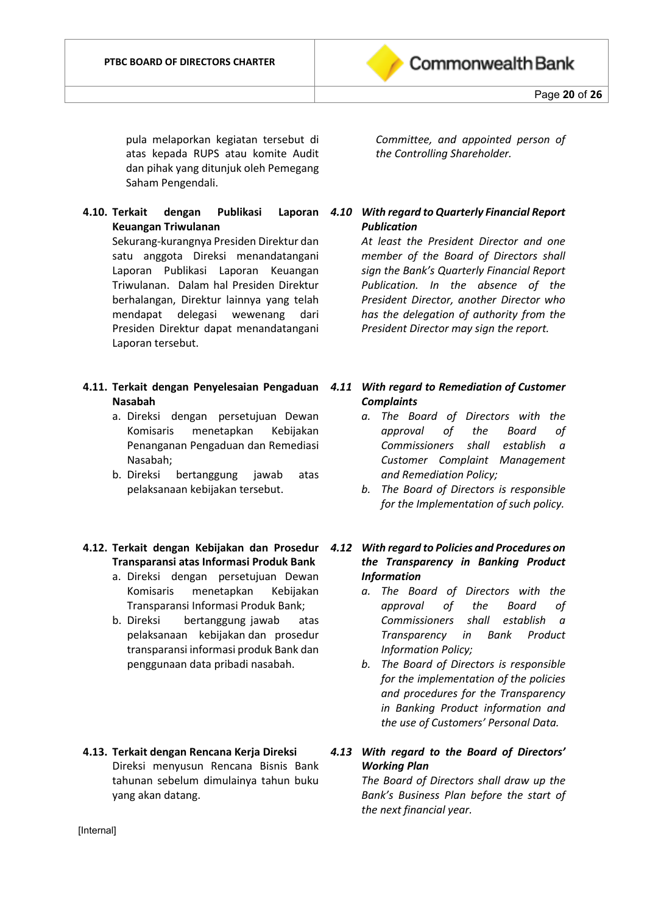pula melaporkan kegiatan tersebut di atas kepada RUPS atau komite Audit dan pihak yang ditunjuk oleh Pemegang Saham Pengendali.

*Committee, and appointed person of the Controlling Shareholder.*

**4.10. Terkait dengan Publikasi Laporan Keuangan Triwulanan**

Sekurang-kurangnya Presiden Direktur dan satu anggota Direksi menandatangani Laporan Publikasi Laporan Keuangan Triwulanan. Dalam hal Presiden Direktur berhalangan, Direktur lainnya yang telah mendapat delegasi wewenang dari Presiden Direktur dapat menandatangani Laporan tersebut.

***4.10 With regard to Quarterly Financial Report Publication***

*At least the President Director and one member of the Board of Directors shall sign the Bank's Quarterly Financial Report Publication. In the absence of the President Director, another Director who has the delegation of authority from the President Director may sign the report.*

**4.11. Terkait dengan Penyelesaian Pengaduan Nasabah**

a. Direksi dengan persetujuan Dewan Komisaris menetapkan Kebijakan Penanganan Pengaduan dan Remediasi Nasabah;
b. Direksi bertanggung jawab atas pelaksanaan kebijakan tersebut.

***4.11 With regard to Remediation of Customer Complaints***

*a. The Board of Directors with the approval of the Board of Commissioners shall establish a Customer Complaint Management and Remediation Policy;*
*b. The Board of Directors is responsible for the Implementation of such policy.*

**4.12. Terkait dengan Kebijakan dan Prosedur Transparansi atas Informasi Produk Bank**

a. Direksi dengan persetujuan Dewan Komisaris menetapkan Kebijakan Transparansi Informasi Produk Bank;
b. Direksi bertanggung jawab atas pelaksanaan kebijakan dan prosedur transparansi informasi produk Bank dan penggunaan data pribadi nasabah.

***4.12 With regard to Policies and Procedures on the Transparency in Banking Product Information***

*a. The Board of Directors with the approval of the Board of Commissioners shall establish a Transparency in Bank Product Information Policy;*
*b. The Board of Directors is responsible for the implementation of the policies and procedures for the Transparency in Banking Product information and the use of Customers' Personal Data.*

**4.13. Terkait dengan Rencana Kerja Direksi**

Direksi menyusun Rencana Bisnis Bank tahunan sebelum dimulainya tahun buku yang akan datang.

***4.13 With regard to the Board of Directors' Working Plan***

*The Board of Directors shall draw up the Bank's Business Plan before the start of the next financial year.*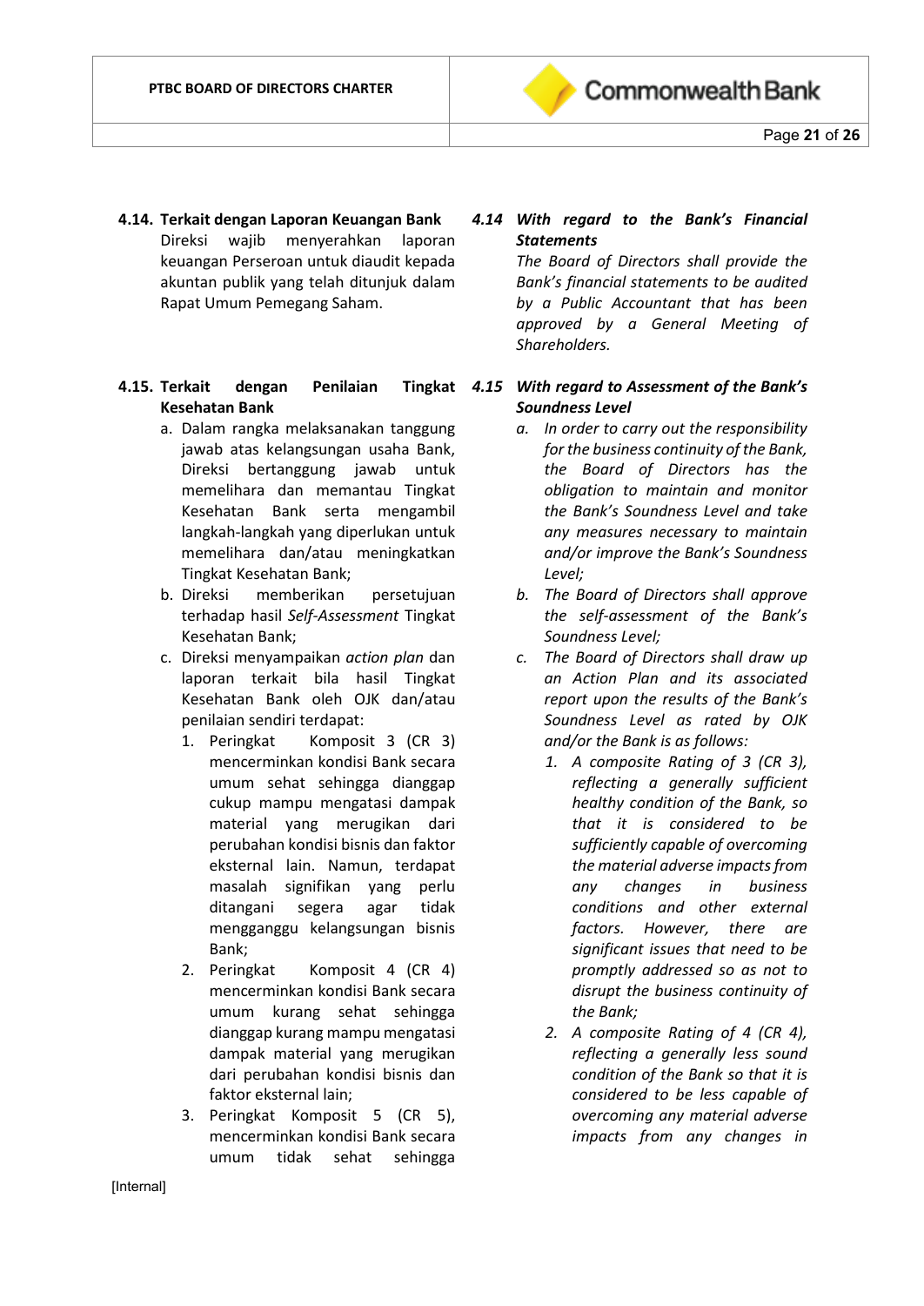**4.14. Terkait dengan Laporan Keuangan Bank**

Direksi wajib menyerahkan laporan keuangan Perseroan untuk diaudit kepada akuntan publik yang telah ditunjuk dalam Rapat Umum Pemegang Saham.

***4.14 With regard to the Bank's Financial Statements***

*The Board of Directors shall provide the Bank's financial statements to be audited by a Public Accountant that has been approved by a General Meeting of Shareholders.*

**4.15. Terkait dengan Penilaian Tingkat Kesehatan Bank**

a. Dalam rangka melaksanakan tanggung jawab atas kelangsungan usaha Bank, Direksi bertanggung jawab untuk memelihara dan memantau Tingkat Kesehatan Bank serta mengambil langkah-langkah yang diperlukan untuk memelihara dan/atau meningkatkan Tingkat Kesehatan Bank;

b. Direksi memberikan persetujuan terhadap hasil *Self-Assessment* Tingkat Kesehatan Bank;

c. Direksi menyampaikan *action plan* dan laporan terkait bila hasil Tingkat Kesehatan Bank oleh OJK dan/atau penilaian sendiri terdapat:

   1. Peringkat Komposit 3 (CR 3) mencerminkan kondisi Bank secara umum sehat sehingga dianggap cukup mampu mengatasi dampak material yang merugikan dari perubahan kondisi bisnis dan faktor eksternal lain. Namun, terdapat masalah signifikan yang perlu ditangani segera agar tidak mengganggu kelangsungan bisnis Bank;
   2. Peringkat Komposit 4 (CR 4) mencerminkan kondisi Bank secara umum kurang sehat sehingga dianggap kurang mampu mengatasi dampak material yang merugikan dari perubahan kondisi bisnis dan faktor eksternal lain;
   3. Peringkat Komposit 5 (CR 5), mencerminkan kondisi Bank secara umum tidak sehat sehingga

***4.15 With regard to Assessment of the Bank's Soundness Level***

*a. In order to carry out the responsibility for the business continuity of the Bank, the Board of Directors has the obligation to maintain and monitor the Bank's Soundness Level and take any measures necessary to maintain and/or improve the Bank's Soundness Level;*

*b. The Board of Directors shall approve the self-assessment of the Bank's Soundness Level;*

*c. The Board of Directors shall draw up an Action Plan and its associated report upon the results of the Bank's Soundness Level as rated by OJK and/or the Bank is as follows:*

   *1. A composite Rating of 3 (CR 3), reflecting a generally sufficient healthy condition of the Bank, so that it is considered to be sufficiently capable of overcoming the material adverse impacts from any changes in business conditions and other external factors. However, there are significant issues that need to be promptly addressed so as not to disrupt the business continuity of the Bank;*
   *2. A composite Rating of 4 (CR 4), reflecting a generally less sound condition of the Bank so that it is considered to be less capable of overcoming any material adverse impacts from any changes in*

[Internal]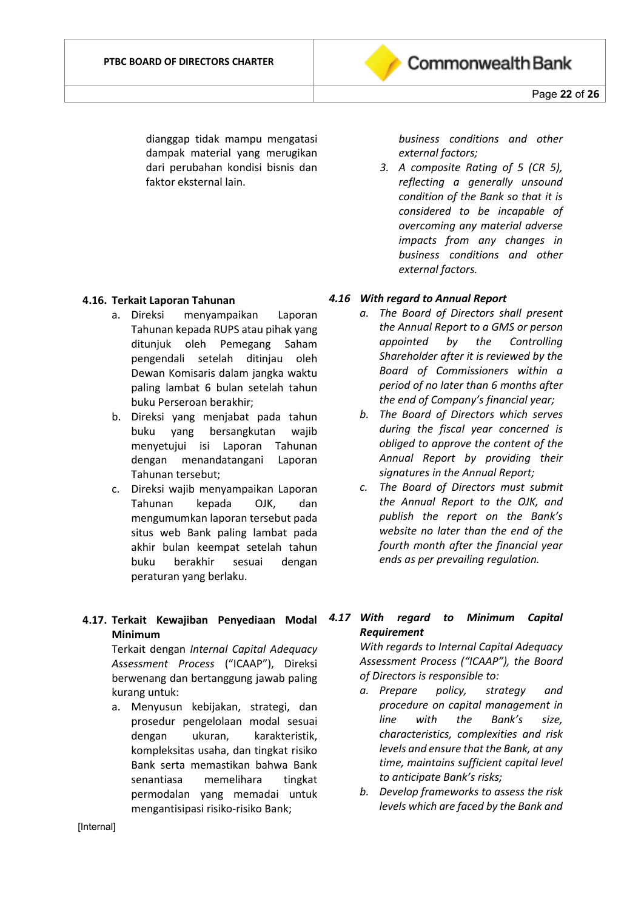dianggap tidak mampu mengatasi dampak material yang merugikan dari perubahan kondisi bisnis dan faktor eksternal lain.

*business conditions and other external factors;*

3. *A composite Rating of 5 (CR 5), reflecting a generally unsound condition of the Bank so that it is considered to be incapable of overcoming any material adverse impacts from any changes in business conditions and other external factors.*

### 4.16. Terkait Laporan Tahunan

a. Direksi menyampaikan Laporan Tahunan kepada RUPS atau pihak yang ditunjuk oleh Pemegang Saham pengendali setelah ditinjau oleh Dewan Komisaris dalam jangka waktu paling lambat 6 bulan setelah tahun buku Perseroan berakhir;
b. Direksi yang menjabat pada tahun buku yang bersangkutan wajib menyetujui isi Laporan Tahunan dengan menandatangani Laporan Tahunan tersebut;
c. Direksi wajib menyampaikan Laporan Tahunan kepada OJK, dan mengumumkan laporan tersebut pada situs web Bank paling lambat pada akhir bulan keempat setelah tahun buku berakhir sesuai dengan peraturan yang berlaku.

### *4.16 With regard to Annual Report*

*a. The Board of Directors shall present the Annual Report to a GMS or person appointed by the Controlling Shareholder after it is reviewed by the Board of Commissioners within a period of no later than 6 months after the end of Company's financial year;*
*b. The Board of Directors which serves during the fiscal year concerned is obliged to approve the content of the Annual Report by providing their signatures in the Annual Report;*
*c. The Board of Directors must submit the Annual Report to the OJK, and publish the report on the Bank's website no later than the end of the fourth month after the financial year ends as per prevailing regulation.*

### 4.17. Terkait Kewajiban Penyediaan Modal Minimum

Terkait dengan *Internal Capital Adequacy Assessment Process* ("ICAAP"), Direksi berwenang dan bertanggung jawab paling kurang untuk:

a. Menyusun kebijakan, strategi, dan prosedur pengelolaan modal sesuai dengan ukuran, karakteristik, kompleksitas usaha, dan tingkat risiko Bank serta memastikan bahwa Bank senantiasa memelihara tingkat permodalan yang memadai untuk mengantisipasi risiko-risiko Bank;

### *4.17 With regard to Minimum Capital Requirement*

*With regards to Internal Capital Adequacy Assessment Process ("ICAAP"), the Board of Directors is responsible to:*

*a. Prepare policy, strategy and procedure on capital management in line with the Bank's size, characteristics, complexities and risk levels and ensure that the Bank, at any time, maintains sufficient capital level to anticipate Bank's risks;*
*b. Develop frameworks to assess the risk levels which are faced by the Bank and*

[Internal]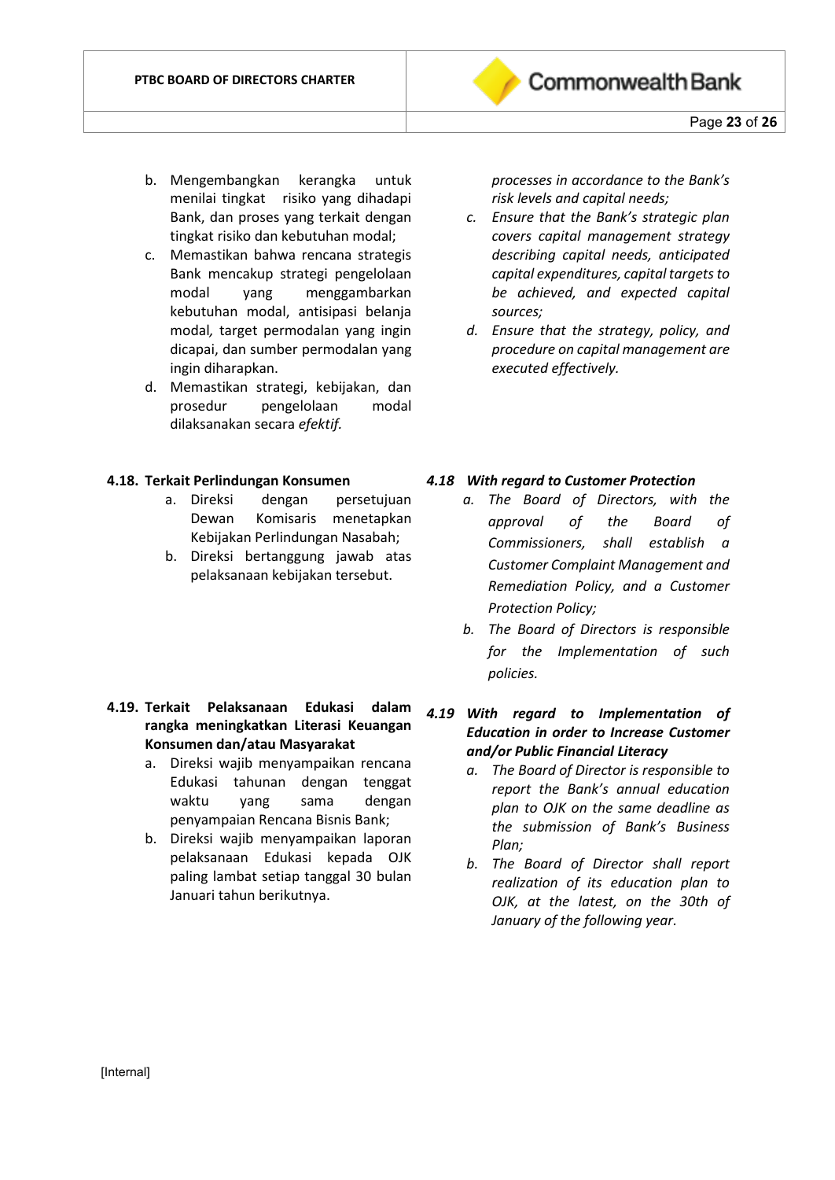b. Mengembangkan kerangka untuk menilai tingkat risiko yang dihadapi Bank, dan proses yang terkait dengan tingkat risiko dan kebutuhan modal;
c. Memastikan bahwa rencana strategis Bank mencakup strategi pengelolaan modal yang menggambarkan kebutuhan modal, antisipasi belanja modal, target permodalan yang ingin dicapai, dan sumber permodalan yang ingin diharapkan.
d. Memastikan strategi, kebijakan, dan prosedur pengelolaan modal dilaksanakan secara *efektif.*

*processes in accordance to the Bank's risk levels and capital needs;*

*c. Ensure that the Bank's strategic plan covers capital management strategy describing capital needs, anticipated capital expenditures, capital targets to be achieved, and expected capital sources;*

*d. Ensure that the strategy, policy, and procedure on capital management are executed effectively.*

**4.18. Terkait Perlindungan Konsumen**

a. Direksi dengan persetujuan Dewan Komisaris menetapkan Kebijakan Perlindungan Nasabah;
b. Direksi bertanggung jawab atas pelaksanaan kebijakan tersebut.

***4.18 With regard to Customer Protection***

*a. The Board of Directors, with the approval of the Board of Commissioners, shall establish a Customer Complaint Management and Remediation Policy, and a Customer Protection Policy;*

*b. The Board of Directors is responsible for the Implementation of such policies.*

**4.19. Terkait Pelaksanaan Edukasi dalam rangka meningkatkan Literasi Keuangan Konsumen dan/atau Masyarakat**

a. Direksi wajib menyampaikan rencana Edukasi tahunan dengan tenggat waktu yang sama dengan penyampaian Rencana Bisnis Bank;
b. Direksi wajib menyampaikan laporan pelaksanaan Edukasi kepada OJK paling lambat setiap tanggal 30 bulan Januari tahun berikutnya.

***4.19 With regard to Implementation of Education in order to Increase Customer and/or Public Financial Literacy***

*a. The Board of Director is responsible to report the Bank's annual education plan to OJK on the same deadline as the submission of Bank's Business Plan;*

*b. The Board of Director shall report realization of its education plan to OJK, at the latest, on the 30th of January of the following year.*

[Internal]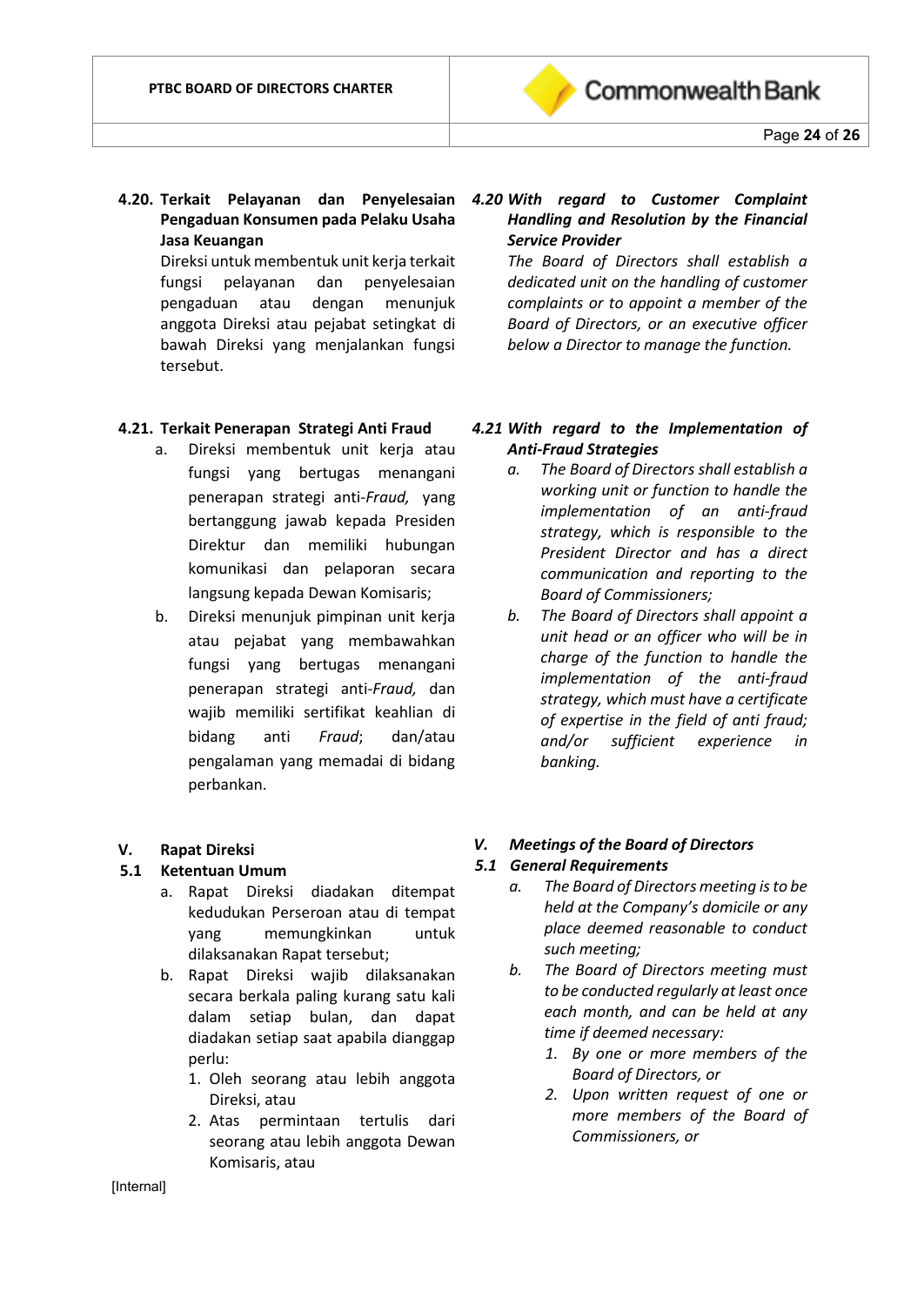**4.20. Terkait Pelayanan dan Penyelesaian Pengaduan Konsumen pada Pelaku Usaha Jasa Keuangan**

Direksi untuk membentuk unit kerja terkait fungsi pelayanan dan penyelesaian pengaduan atau dengan menunjuk anggota Direksi atau pejabat setingkat di bawah Direksi yang menjalankan fungsi tersebut.

***4.20 With regard to Customer Complaint Handling and Resolution by the Financial Service Provider***

*The Board of Directors shall establish a dedicated unit on the handling of customer complaints or to appoint a member of the Board of Directors, or an executive officer below a Director to manage the function.*

**4.21. Terkait Penerapan Strategi Anti Fraud**

a. Direksi membentuk unit kerja atau fungsi yang bertugas menangani penerapan strategi anti-*Fraud,* yang bertanggung jawab kepada Presiden Direktur dan memiliki hubungan komunikasi dan pelaporan secara langsung kepada Dewan Komisaris;

b. Direksi menunjuk pimpinan unit kerja atau pejabat yang membawahkan fungsi yang bertugas menangani penerapan strategi anti-*Fraud,* dan wajib memiliki sertifikat keahlian di bidang anti *Fraud*; dan/atau pengalaman yang memadai di bidang perbankan.

***4.21 With regard to the Implementation of Anti-Fraud Strategies***

*a. The Board of Directors shall establish a working unit or function to handle the implementation of an anti-fraud strategy, which is responsible to the President Director and has a direct communication and reporting to the Board of Commissioners;*

*b. The Board of Directors shall appoint a unit head or an officer who will be in charge of the function to handle the implementation of the anti-fraud strategy, which must have a certificate of expertise in the field of anti fraud; and/or sufficient experience in banking.*

## V. Rapat Direksi

### 5.1 Ketentuan Umum

a. Rapat Direksi diadakan ditempat kedudukan Perseroan atau di tempat yang memungkinkan untuk dilaksanakan Rapat tersebut;

b. Rapat Direksi wajib dilaksanakan secara berkala paling kurang satu kali dalam setiap bulan, dan dapat diadakan setiap saat apabila dianggap perlu:

1. Oleh seorang atau lebih anggota Direksi, atau
2. Atas permintaan tertulis dari seorang atau lebih anggota Dewan Komisaris, atau

## *V. Meetings of the Board of Directors*

### *5.1 General Requirements*

*a. The Board of Directors meeting is to be held at the Company's domicile or any place deemed reasonable to conduct such meeting;*

*b. The Board of Directors meeting must to be conducted regularly at least once each month, and can be held at any time if deemed necessary:*

*1. By one or more members of the Board of Directors, or*
*2. Upon written request of one or more members of the Board of Commissioners, or*

[Internal]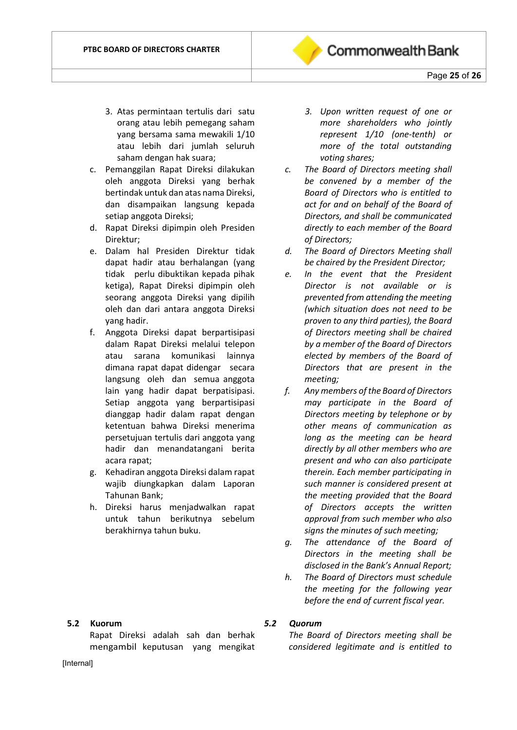3. Atas permintaan tertulis dari satu orang atau lebih pemegang saham yang bersama sama mewakili 1/10 atau lebih dari jumlah seluruh saham dengan hak suara;

c. Pemanggilan Rapat Direksi dilakukan oleh anggota Direksi yang berhak bertindak untuk dan atas nama Direksi, dan disampaikan langsung kepada setiap anggota Direksi;

d. Rapat Direksi dipimpin oleh Presiden Direktur;

e. Dalam hal Presiden Direktur tidak dapat hadir atau berhalangan (yang tidak perlu dibuktikan kepada pihak ketiga), Rapat Direksi dipimpin oleh seorang anggota Direksi yang dipilih oleh dan dari antara anggota Direksi yang hadir.

f. Anggota Direksi dapat berpartisipasi dalam Rapat Direksi melalui telepon atau sarana komunikasi lainnya dimana rapat dapat didengar secara langsung oleh dan semua anggota lain yang hadir dapat berpatisipasi. Setiap anggota yang berpartisipasi dianggap hadir dalam rapat dengan ketentuan bahwa Direksi menerima persetujuan tertulis dari anggota yang hadir dan menandatangani berita acara rapat;

g. Kehadiran anggota Direksi dalam rapat wajib diungkapkan dalam Laporan Tahunan Bank;

h. Direksi harus menjadwalkan rapat untuk tahun berikutnya sebelum berakhirnya tahun buku.

*3. Upon written request of one or more shareholders who jointly represent 1/10 (one-tenth) or more of the total outstanding voting shares;*

*c. The Board of Directors meeting shall be convened by a member of the Board of Directors who is entitled to act for and on behalf of the Board of Directors, and shall be communicated directly to each member of the Board of Directors;*

*d. The Board of Directors Meeting shall be chaired by the President Director;*

*e. In the event that the President Director is not available or is prevented from attending the meeting (which situation does not need to be proven to any third parties), the Board of Directors meeting shall be chaired by a member of the Board of Directors elected by members of the Board of Directors that are present in the meeting;*

*f. Any members of the Board of Directors may participate in the Board of Directors meeting by telephone or by other means of communication as long as the meeting can be heard directly by all other members who are present and who can also participate therein. Each member participating in such manner is considered present at the meeting provided that the Board of Directors accepts the written approval from such member who also signs the minutes of such meeting;*

*g. The attendance of the Board of Directors in the meeting shall be disclosed in the Bank's Annual Report;*

*h. The Board of Directors must schedule the meeting for the following year before the end of current fiscal year.*

### 5.2 Kuorum

Rapat Direksi adalah sah dan berhak mengambil keputusan yang mengikat

### *5.2 Quorum*

*The Board of Directors meeting shall be considered legitimate and is entitled to*

[Internal]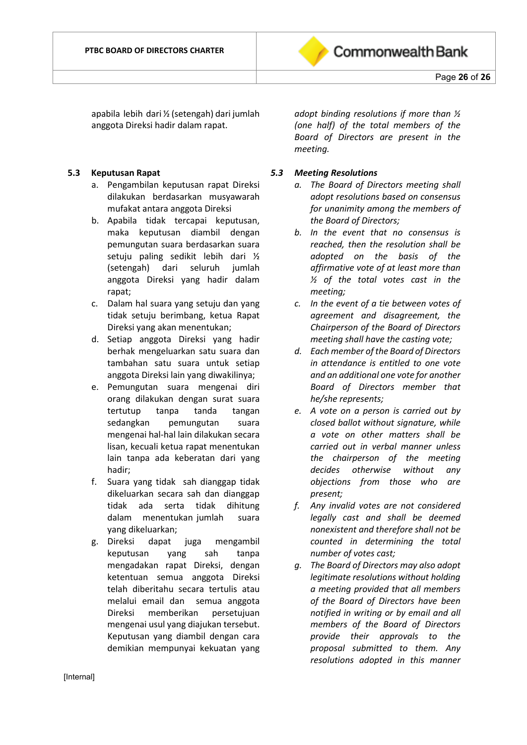apabila lebih dari ½ (setengah) dari jumlah anggota Direksi hadir dalam rapat.

*adopt binding resolutions if more than ½ (one half) of the total members of the Board of Directors are present in the meeting.*

### 5.3 Keputusan Rapat

a. Pengambilan keputusan rapat Direksi dilakukan berdasarkan musyawarah mufakat antara anggota Direksi
b. Apabila tidak tercapai keputusan, maka keputusan diambil dengan pemungutan suara berdasarkan suara setuju paling sedikit lebih dari ½ (setengah) dari seluruh jumlah anggota Direksi yang hadir dalam rapat;
c. Dalam hal suara yang setuju dan yang tidak setuju berimbang, ketua Rapat Direksi yang akan menentukan;
d. Setiap anggota Direksi yang hadir berhak mengeluarkan satu suara dan tambahan satu suara untuk setiap anggota Direksi lain yang diwakilinya;
e. Pemungutan suara mengenai diri orang dilakukan dengan surat suara tertutup tanpa tanda tangan sedangkan pemungutan suara mengenai hal-hal lain dilakukan secara lisan, kecuali ketua rapat menentukan lain tanpa ada keberatan dari yang hadir;
f. Suara yang tidak sah dianggap tidak dikeluarkan secara sah dan dianggap tidak ada serta tidak dihitung dalam menentukan jumlah suara yang dikeluarkan;
g. Direksi dapat juga mengambil keputusan yang sah tanpa mengadakan rapat Direksi, dengan ketentuan semua anggota Direksi telah diberitahu secara tertulis atau melalui email dan semua anggota Direksi memberikan persetujuan mengenai usul yang diajukan tersebut. Keputusan yang diambil dengan cara demikian mempunyai kekuatan yang

### *5.3 Meeting Resolutions*

*a. The Board of Directors meeting shall adopt resolutions based on consensus for unanimity among the members of the Board of Directors;*
*b. In the event that no consensus is reached, then the resolution shall be adopted on the basis of the affirmative vote of at least more than ½ of the total votes cast in the meeting;*
*c. In the event of a tie between votes of agreement and disagreement, the Chairperson of the Board of Directors meeting shall have the casting vote;*
*d. Each member of the Board of Directors in attendance is entitled to one vote and an additional one vote for another Board of Directors member that he/she represents;*
*e. A vote on a person is carried out by closed ballot without signature, while a vote on other matters shall be carried out in verbal manner unless the chairperson of the meeting decides otherwise without any objections from those who are present;*
*f. Any invalid votes are not considered legally cast and shall be deemed nonexistent and therefore shall not be counted in determining the total number of votes cast;*
*g. The Board of Directors may also adopt legitimate resolutions without holding a meeting provided that all members of the Board of Directors have been notified in writing or by email and all members of the Board of Directors provide their approvals to the proposal submitted to them. Any resolutions adopted in this manner*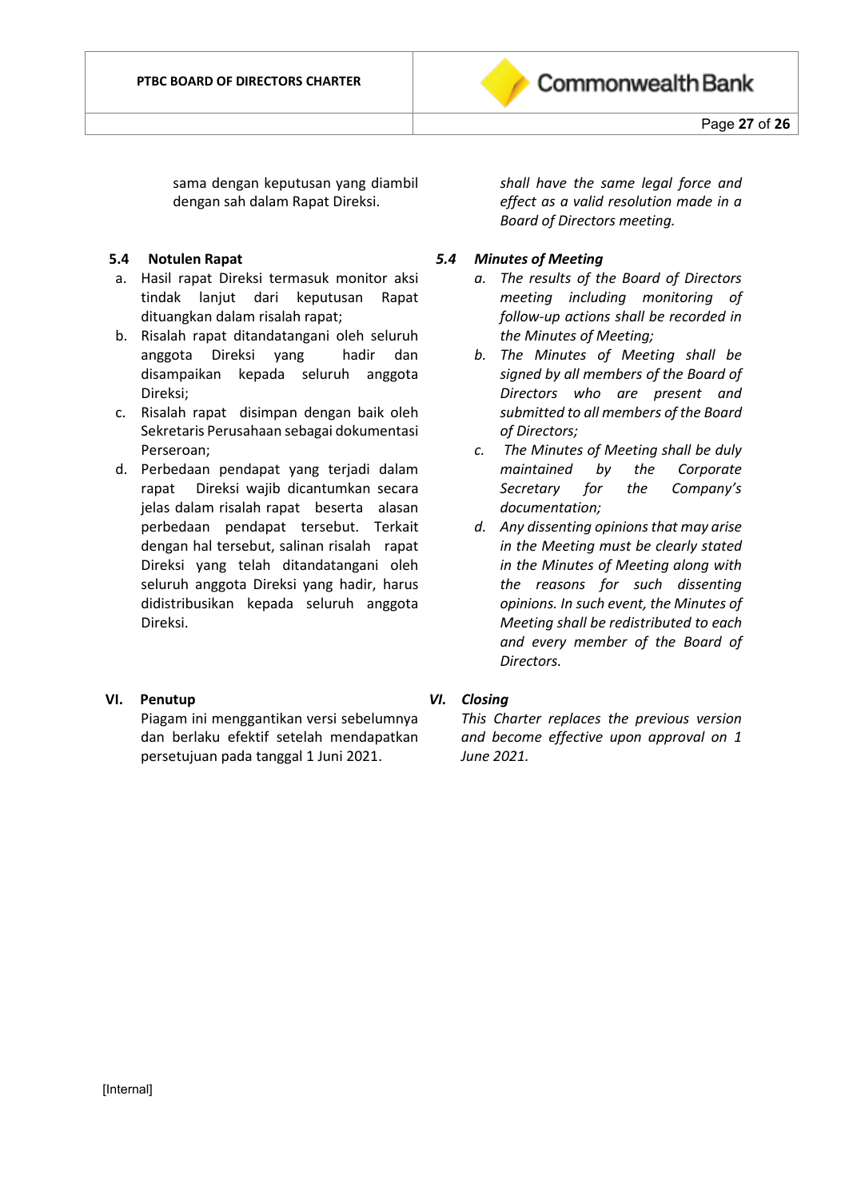sama dengan keputusan yang diambil dengan sah dalam Rapat Direksi.

*shall have the same legal force and effect as a valid resolution made in a Board of Directors meeting.*

**5.4 Notulen Rapat**

a. Hasil rapat Direksi termasuk monitor aksi tindak lanjut dari keputusan Rapat dituangkan dalam risalah rapat;
b. Risalah rapat ditandatangani oleh seluruh anggota Direksi yang hadir dan disampaikan kepada seluruh anggota Direksi;
c. Risalah rapat disimpan dengan baik oleh Sekretaris Perusahaan sebagai dokumentasi Perseroan;
d. Perbedaan pendapat yang terjadi dalam rapat Direksi wajib dicantumkan secara jelas dalam risalah rapat beserta alasan perbedaan pendapat tersebut. Terkait dengan hal tersebut, salinan risalah rapat Direksi yang telah ditandatangani oleh seluruh anggota Direksi yang hadir, harus didistribusikan kepada seluruh anggota Direksi.

***5.4 Minutes of Meeting***

*a. The results of the Board of Directors meeting including monitoring of follow-up actions shall be recorded in the Minutes of Meeting;*
*b. The Minutes of Meeting shall be signed by all members of the Board of Directors who are present and submitted to all members of the Board of Directors;*
*c. The Minutes of Meeting shall be duly maintained by the Corporate Secretary for the Company's documentation;*
*d. Any dissenting opinions that may arise in the Meeting must be clearly stated in the Minutes of Meeting along with the reasons for such dissenting opinions. In such event, the Minutes of Meeting shall be redistributed to each and every member of the Board of Directors.*

## VI. Penutup

Piagam ini menggantikan versi sebelumnya dan berlaku efektif setelah mendapatkan persetujuan pada tanggal 1 Juni 2021.

## *VI. Closing*

*This Charter replaces the previous version and become effective upon approval on 1 June 2021.*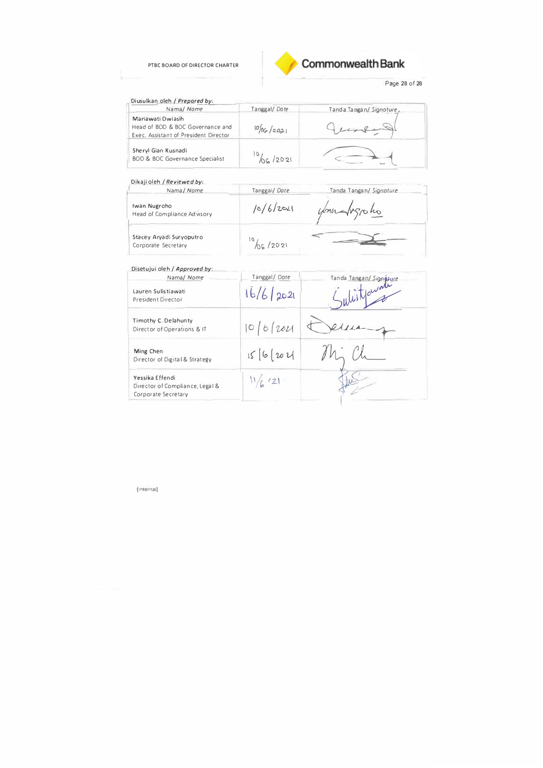Diusulkan oleh / *Prepared by*:

| Nama/ *Name* | Tanggal/ *Date* | Tanda Tangan/ *Signature* |
| --- | --- | --- |
| Mariawati Dwiasih<br>Head of BOD & BOC Governance and Exec. Assistant of President Director | 10/06/2021 | |
| Sheryl Gian Kusnadi<br>BOD & BOC Governance Specialist | 10/06/2021 | |

Dikaji oleh / *Reviewed by*:

| Nama/ *Name* | Tanggal/ *Date* | Tanda Tangan/ *Signature* |
| --- | --- | --- |
| Iwan Nugroho<br>Head of Compliance Advisory | 10/6/2021 | |
| Stacey Aryadi Suryoputro<br>Corporate Secretary | 10/06/2021 | |

Disetujui oleh / *Approved by*:

| Nama/ *Name* | Tanggal/ *Date* | Tanda Tangan/ *Signature* |
| --- | --- | --- |
| Lauren Sulistiawati<br>President Director | 16/6/2021 | |
| Timothy C. Delahunty<br>Director of Operations & IT | 10/6/2021 | |
| Ming Chen<br>Director of Digital & Strategy | 15/6/2021 | |
| Yessika Effendi<br>Director of Compliance, Legal & Corporate Secretary | 11/6/21 | |

(Internal)